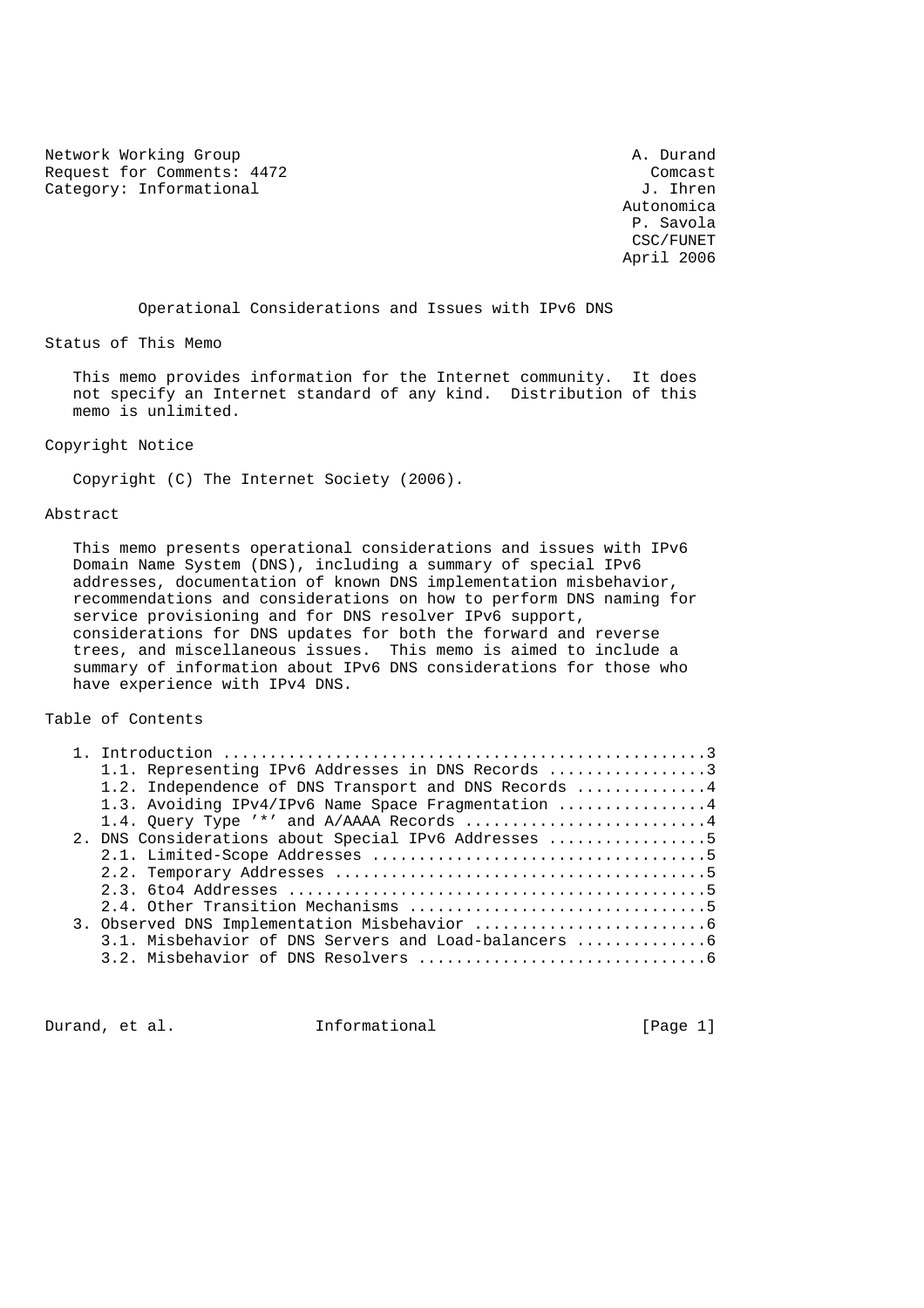Network Working Group  
Request for Comments: 4472  
Category: Informational

A. Durand  
Comcast  
J. Ihren  
Autonomica  
P. Savola  
CSC/FUNET  
April 2006

# Operational Considerations and Issues with IPv6 DNS

## Status of This Memo

This memo provides information for the Internet community. It does not specify an Internet standard of any kind. Distribution of this memo is unlimited.

## Copyright Notice

Copyright (C) The Internet Society (2006).

## Abstract

This memo presents operational considerations and issues with IPv6 Domain Name System (DNS), including a summary of special IPv6 addresses, documentation of known DNS implementation misbehavior, recommendations and considerations on how to perform DNS naming for service provisioning and for DNS resolver IPv6 support, considerations for DNS updates for both the forward and reverse trees, and miscellaneous issues. This memo is aimed to include a summary of information about IPv6 DNS considerations for those who have experience with IPv4 DNS.

## Table of Contents

```
1. Introduction ....................................................3
   1.1. Representing IPv6 Addresses in DNS Records .................3
   1.2. Independence of DNS Transport and DNS Records ..............4
   1.3. Avoiding IPv4/IPv6 Name Space Fragmentation ................4
   1.4. Query Type '*' and A/AAAA Records ..........................4
2. DNS Considerations about Special IPv6 Addresses .................5
   2.1. Limited-Scope Addresses ....................................5
   2.2. Temporary Addresses ........................................5
   2.3. 6to4 Addresses .............................................5
   2.4. Other Transition Mechanisms ................................5
3. Observed DNS Implementation Misbehavior .........................6
   3.1. Misbehavior of DNS Servers and Load-balancers ..............6
   3.2. Misbehavior of DNS Resolvers ...............................6
```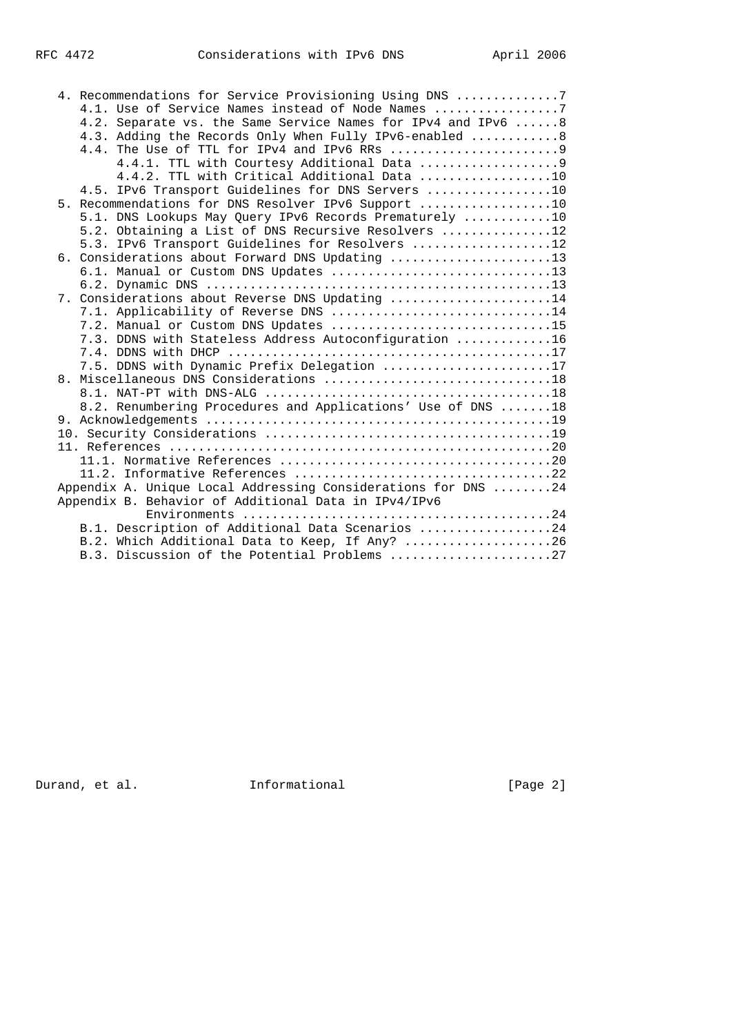```
   4. Recommendations for Service Provisioning Using DNS ..............7
      4.1. Use of Service Names instead of Node Names .................7
      4.2. Separate vs. the Same Service Names for IPv4 and IPv6 ......8
      4.3. Adding the Records Only When Fully IPv6-enabled ............8
      4.4. The Use of TTL for IPv4 and IPv6 RRs .......................9
           4.4.1. TTL with Courtesy Additional Data ...................9
           4.4.2. TTL with Critical Additional Data ..................10
      4.5. IPv6 Transport Guidelines for DNS Servers .................10
   5. Recommendations for DNS Resolver IPv6 Support ..................10
      5.1. DNS Lookups May Query IPv6 Records Prematurely ............10
      5.2. Obtaining a List of DNS Recursive Resolvers ...............12
      5.3. IPv6 Transport Guidelines for Resolvers ...................12
   6. Considerations about Forward DNS Updating ......................13
      6.1. Manual or Custom DNS Updates ..............................13
      6.2. Dynamic DNS ...............................................13
   7. Considerations about Reverse DNS Updating ......................14
      7.1. Applicability of Reverse DNS ..............................14
      7.2. Manual or Custom DNS Updates ..............................15
      7.3. DDNS with Stateless Address Autoconfiguration .............16
      7.4. DDNS with DHCP ............................................17
      7.5. DDNS with Dynamic Prefix Delegation .......................17
   8. Miscellaneous DNS Considerations ...............................18
      8.1. NAT-PT with DNS-ALG .......................................18
      8.2. Renumbering Procedures and Applications' Use of DNS .......18
   9. Acknowledgements ...............................................19
   10. Security Considerations .......................................19
   11. References ....................................................20
      11.1. Normative References .....................................20
      11.2. Informative References ...................................22
   Appendix A. Unique Local Addressing Considerations for DNS ........24
   Appendix B. Behavior of Additional Data in IPv4/IPv6
               Environments ..........................................24
      B.1. Description of Additional Data Scenarios ..................24
      B.2. Which Additional Data to Keep, If Any? ....................26
      B.3. Discussion of the Potential Problems ......................27
```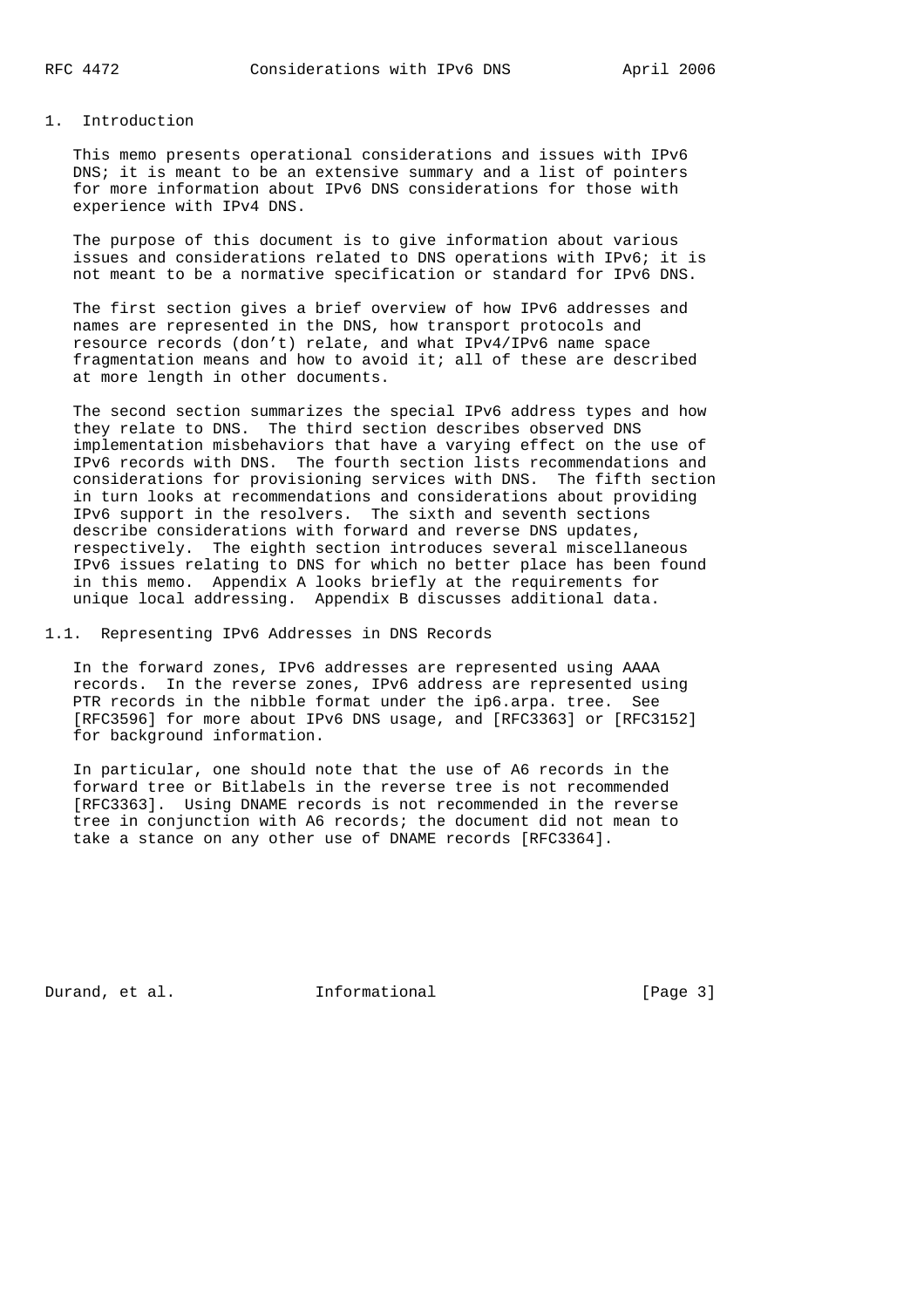# 1. Introduction

This memo presents operational considerations and issues with IPv6 DNS; it is meant to be an extensive summary and a list of pointers for more information about IPv6 DNS considerations for those with experience with IPv4 DNS.

The purpose of this document is to give information about various issues and considerations related to DNS operations with IPv6; it is not meant to be a normative specification or standard for IPv6 DNS.

The first section gives a brief overview of how IPv6 addresses and names are represented in the DNS, how transport protocols and resource records (don't) relate, and what IPv4/IPv6 name space fragmentation means and how to avoid it; all of these are described at more length in other documents.

The second section summarizes the special IPv6 address types and how they relate to DNS. The third section describes observed DNS implementation misbehaviors that have a varying effect on the use of IPv6 records with DNS. The fourth section lists recommendations and considerations for provisioning services with DNS. The fifth section in turn looks at recommendations and considerations about providing IPv6 support in the resolvers. The sixth and seventh sections describe considerations with forward and reverse DNS updates, respectively. The eighth section introduces several miscellaneous IPv6 issues relating to DNS for which no better place has been found in this memo. Appendix A looks briefly at the requirements for unique local addressing. Appendix B discusses additional data.

## 1.1. Representing IPv6 Addresses in DNS Records

In the forward zones, IPv6 addresses are represented using AAAA records. In the reverse zones, IPv6 address are represented using PTR records in the nibble format under the ip6.arpa. tree. See [RFC3596] for more about IPv6 DNS usage, and [RFC3363] or [RFC3152] for background information.

In particular, one should note that the use of A6 records in the forward tree or Bitlabels in the reverse tree is not recommended [RFC3363]. Using DNAME records is not recommended in the reverse tree in conjunction with A6 records; the document did not mean to take a stance on any other use of DNAME records [RFC3364].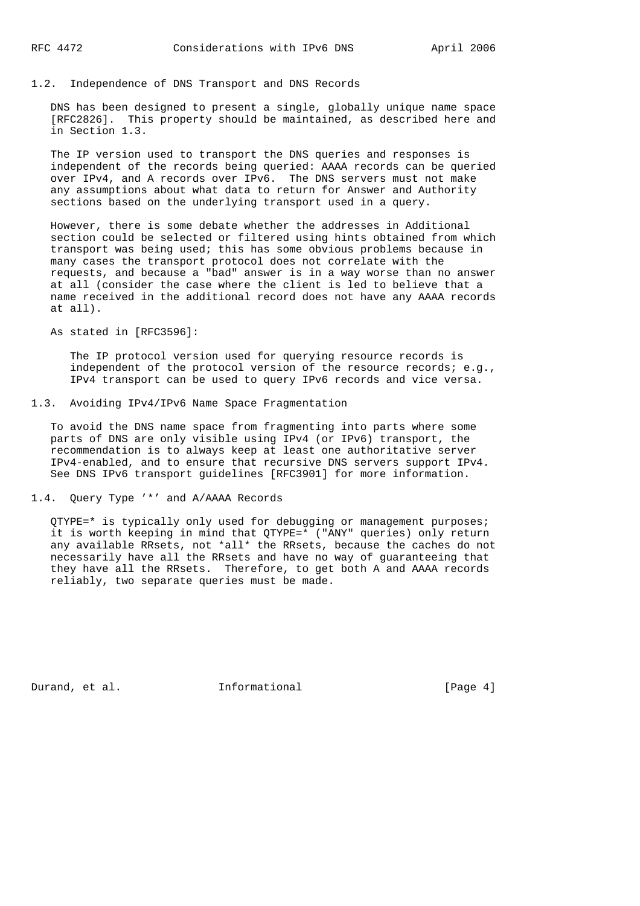## 1.2. Independence of DNS Transport and DNS Records

DNS has been designed to present a single, globally unique name space [RFC2826]. This property should be maintained, as described here and in Section 1.3.

The IP version used to transport the DNS queries and responses is independent of the records being queried: AAAA records can be queried over IPv4, and A records over IPv6. The DNS servers must not make any assumptions about what data to return for Answer and Authority sections based on the underlying transport used in a query.

However, there is some debate whether the addresses in Additional section could be selected or filtered using hints obtained from which transport was being used; this has some obvious problems because in many cases the transport protocol does not correlate with the requests, and because a "bad" answer is in a way worse than no answer at all (consider the case where the client is led to believe that a name received in the additional record does not have any AAAA records at all).

As stated in [RFC3596]:

> The IP protocol version used for querying resource records is independent of the protocol version of the resource records; e.g., IPv4 transport can be used to query IPv6 records and vice versa.

## 1.3. Avoiding IPv4/IPv6 Name Space Fragmentation

To avoid the DNS name space from fragmenting into parts where some parts of DNS are only visible using IPv4 (or IPv6) transport, the recommendation is to always keep at least one authoritative server IPv4-enabled, and to ensure that recursive DNS servers support IPv4. See DNS IPv6 transport guidelines [RFC3901] for more information.

## 1.4. Query Type '*' and A/AAAA Records

QTYPE=* is typically only used for debugging or management purposes; it is worth keeping in mind that QTYPE=* ("ANY" queries) only return any available RRsets, not *all* the RRsets, because the caches do not necessarily have all the RRsets and have no way of guaranteeing that they have all the RRsets. Therefore, to get both A and AAAA records reliably, two separate queries must be made.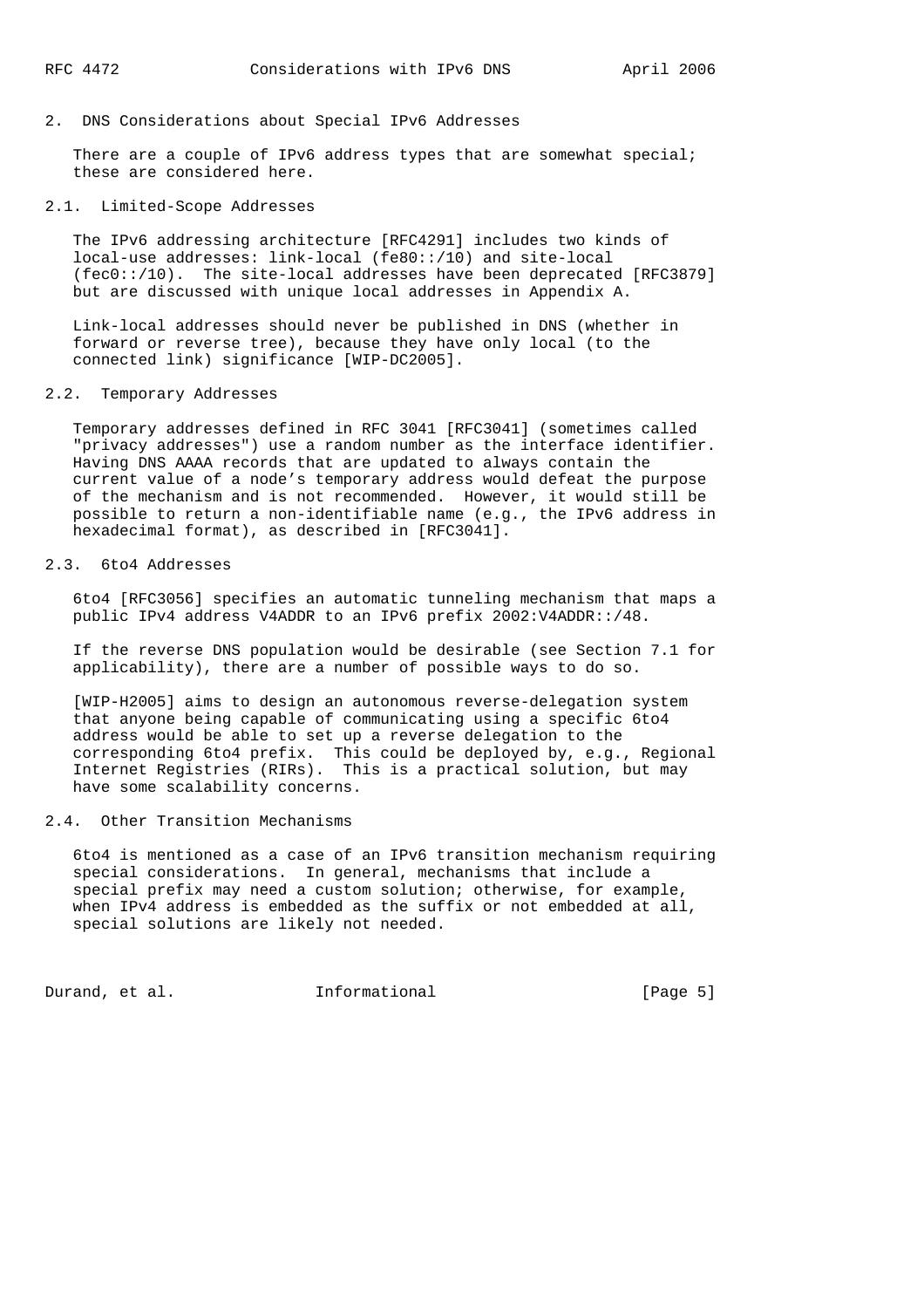## 2. DNS Considerations about Special IPv6 Addresses

There are a couple of IPv6 address types that are somewhat special; these are considered here.

### 2.1. Limited-Scope Addresses

The IPv6 addressing architecture [RFC4291] includes two kinds of local-use addresses: link-local (fe80::/10) and site-local (fec0::/10). The site-local addresses have been deprecated [RFC3879] but are discussed with unique local addresses in Appendix A.

Link-local addresses should never be published in DNS (whether in forward or reverse tree), because they have only local (to the connected link) significance [WIP-DC2005].

### 2.2. Temporary Addresses

Temporary addresses defined in RFC 3041 [RFC3041] (sometimes called "privacy addresses") use a random number as the interface identifier. Having DNS AAAA records that are updated to always contain the current value of a node's temporary address would defeat the purpose of the mechanism and is not recommended. However, it would still be possible to return a non-identifiable name (e.g., the IPv6 address in hexadecimal format), as described in [RFC3041].

### 2.3. 6to4 Addresses

6to4 [RFC3056] specifies an automatic tunneling mechanism that maps a public IPv4 address V4ADDR to an IPv6 prefix 2002:V4ADDR::/48.

If the reverse DNS population would be desirable (see Section 7.1 for applicability), there are a number of possible ways to do so.

[WIP-H2005] aims to design an autonomous reverse-delegation system that anyone being capable of communicating using a specific 6to4 address would be able to set up a reverse delegation to the corresponding 6to4 prefix. This could be deployed by, e.g., Regional Internet Registries (RIRs). This is a practical solution, but may have some scalability concerns.

### 2.4. Other Transition Mechanisms

6to4 is mentioned as a case of an IPv6 transition mechanism requiring special considerations. In general, mechanisms that include a special prefix may need a custom solution; otherwise, for example, when IPv4 address is embedded as the suffix or not embedded at all, special solutions are likely not needed.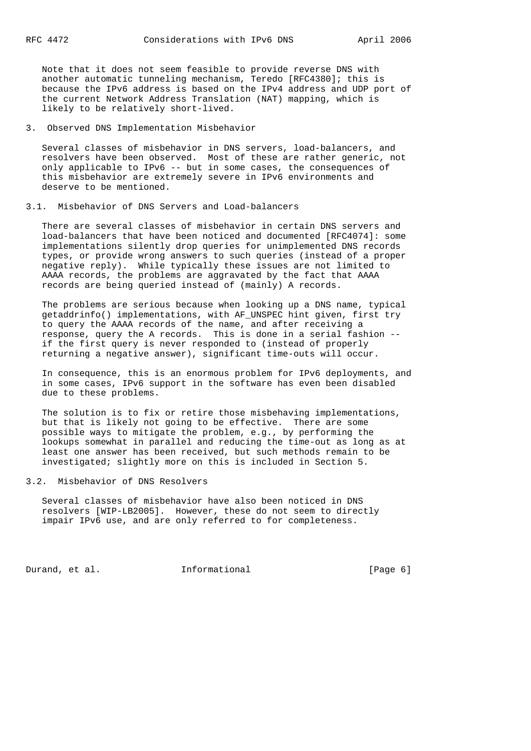Note that it does not seem feasible to provide reverse DNS with another automatic tunneling mechanism, Teredo [RFC4380]; this is because the IPv6 address is based on the IPv4 address and UDP port of the current Network Address Translation (NAT) mapping, which is likely to be relatively short-lived.

## 3. Observed DNS Implementation Misbehavior

Several classes of misbehavior in DNS servers, load-balancers, and resolvers have been observed. Most of these are rather generic, not only applicable to IPv6 -- but in some cases, the consequences of this misbehavior are extremely severe in IPv6 environments and deserve to be mentioned.

### 3.1. Misbehavior of DNS Servers and Load-balancers

There are several classes of misbehavior in certain DNS servers and load-balancers that have been noticed and documented [RFC4074]: some implementations silently drop queries for unimplemented DNS records types, or provide wrong answers to such queries (instead of a proper negative reply). While typically these issues are not limited to AAAA records, the problems are aggravated by the fact that AAAA records are being queried instead of (mainly) A records.

The problems are serious because when looking up a DNS name, typical getaddrinfo() implementations, with AF_UNSPEC hint given, first try to query the AAAA records of the name, and after receiving a response, query the A records. This is done in a serial fashion -- if the first query is never responded to (instead of properly returning a negative answer), significant time-outs will occur.

In consequence, this is an enormous problem for IPv6 deployments, and in some cases, IPv6 support in the software has even been disabled due to these problems.

The solution is to fix or retire those misbehaving implementations, but that is likely not going to be effective. There are some possible ways to mitigate the problem, e.g., by performing the lookups somewhat in parallel and reducing the time-out as long as at least one answer has been received, but such methods remain to be investigated; slightly more on this is included in Section 5.

### 3.2. Misbehavior of DNS Resolvers

Several classes of misbehavior have also been noticed in DNS resolvers [WIP-LB2005]. However, these do not seem to directly impair IPv6 use, and are only referred to for completeness.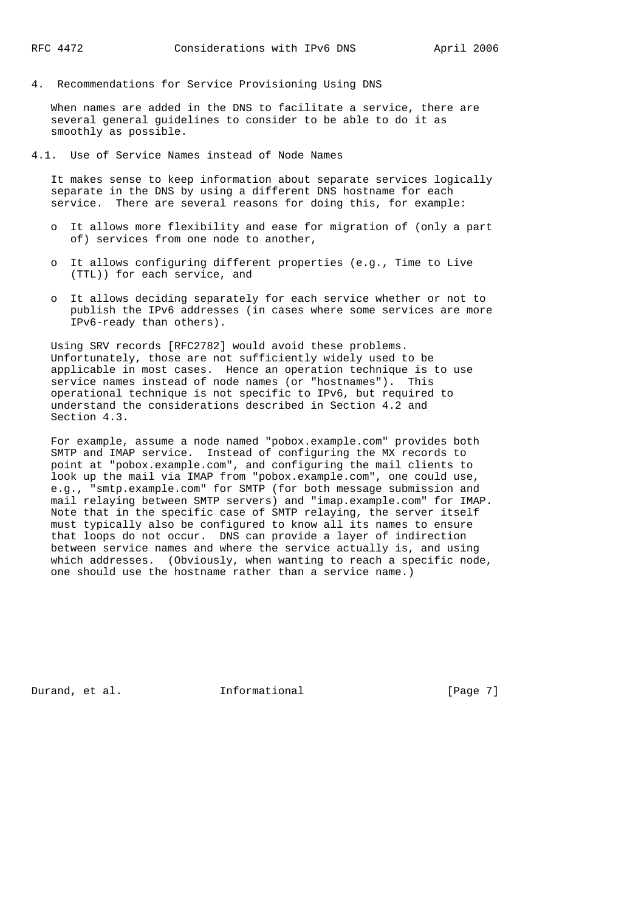## 4. Recommendations for Service Provisioning Using DNS

When names are added in the DNS to facilitate a service, there are several general guidelines to consider to be able to do it as smoothly as possible.

### 4.1. Use of Service Names instead of Node Names

It makes sense to keep information about separate services logically separate in the DNS by using a different DNS hostname for each service. There are several reasons for doing this, for example:

- It allows more flexibility and ease for migration of (only a part of) services from one node to another,
- It allows configuring different properties (e.g., Time to Live (TTL)) for each service, and
- It allows deciding separately for each service whether or not to publish the IPv6 addresses (in cases where some services are more IPv6-ready than others).

Using SRV records [RFC2782] would avoid these problems. Unfortunately, those are not sufficiently widely used to be applicable in most cases. Hence an operation technique is to use service names instead of node names (or "hostnames"). This operational technique is not specific to IPv6, but required to understand the considerations described in Section 4.2 and Section 4.3.

For example, assume a node named "pobox.example.com" provides both SMTP and IMAP service. Instead of configuring the MX records to point at "pobox.example.com", and configuring the mail clients to look up the mail via IMAP from "pobox.example.com", one could use, e.g., "smtp.example.com" for SMTP (for both message submission and mail relaying between SMTP servers) and "imap.example.com" for IMAP. Note that in the specific case of SMTP relaying, the server itself must typically also be configured to know all its names to ensure that loops do not occur. DNS can provide a layer of indirection between service names and where the service actually is, and using which addresses. (Obviously, when wanting to reach a specific node, one should use the hostname rather than a service name.)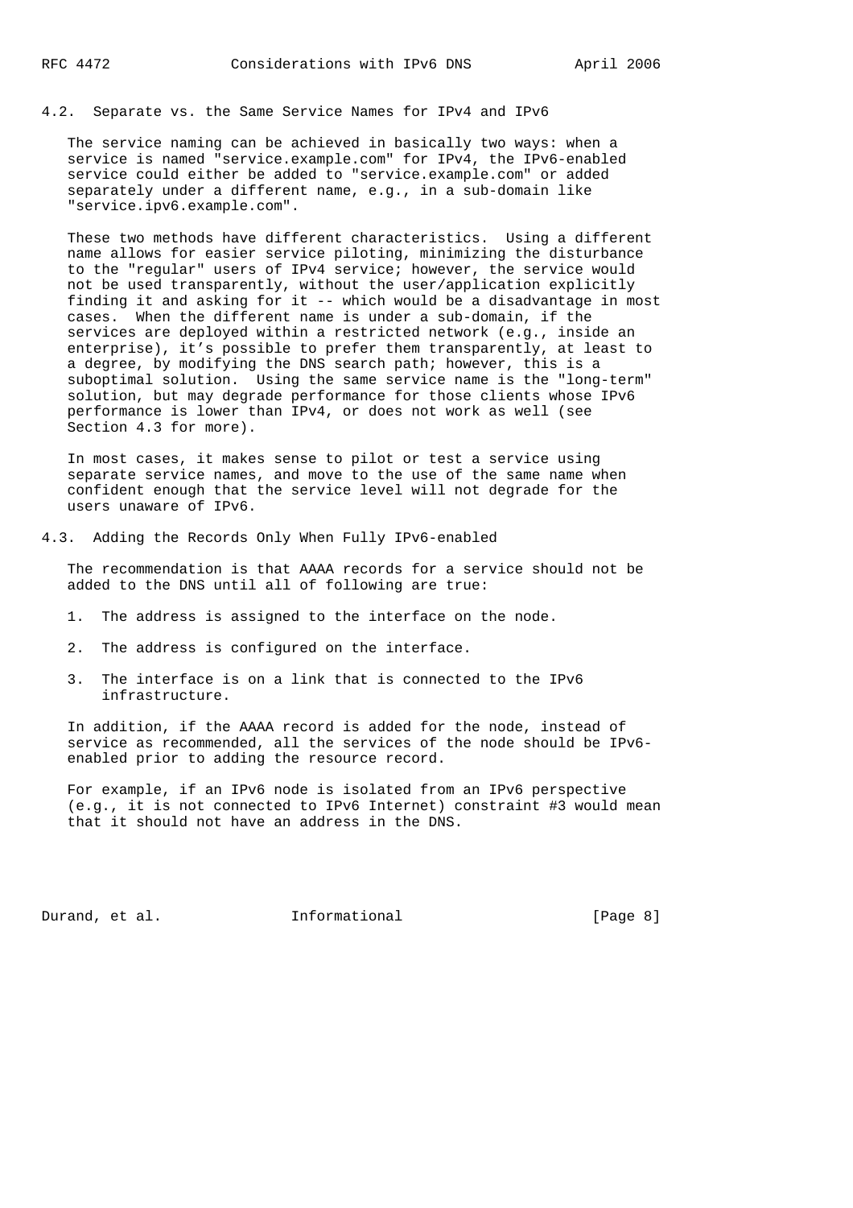## 4.2. Separate vs. the Same Service Names for IPv4 and IPv6

The service naming can be achieved in basically two ways: when a service is named "service.example.com" for IPv4, the IPv6-enabled service could either be added to "service.example.com" or added separately under a different name, e.g., in a sub-domain like "service.ipv6.example.com".

These two methods have different characteristics. Using a different name allows for easier service piloting, minimizing the disturbance to the "regular" users of IPv4 service; however, the service would not be used transparently, without the user/application explicitly finding it and asking for it -- which would be a disadvantage in most cases. When the different name is under a sub-domain, if the services are deployed within a restricted network (e.g., inside an enterprise), it's possible to prefer them transparently, at least to a degree, by modifying the DNS search path; however, this is a suboptimal solution. Using the same service name is the "long-term" solution, but may degrade performance for those clients whose IPv6 performance is lower than IPv4, or does not work as well (see Section 4.3 for more).

In most cases, it makes sense to pilot or test a service using separate service names, and move to the use of the same name when confident enough that the service level will not degrade for the users unaware of IPv6.

## 4.3. Adding the Records Only When Fully IPv6-enabled

The recommendation is that AAAA records for a service should not be added to the DNS until all of following are true:

1. The address is assigned to the interface on the node.

2. The address is configured on the interface.

3. The interface is on a link that is connected to the IPv6 infrastructure.

In addition, if the AAAA record is added for the node, instead of service as recommended, all the services of the node should be IPv6-enabled prior to adding the resource record.

For example, if an IPv6 node is isolated from an IPv6 perspective (e.g., it is not connected to IPv6 Internet) constraint #3 would mean that it should not have an address in the DNS.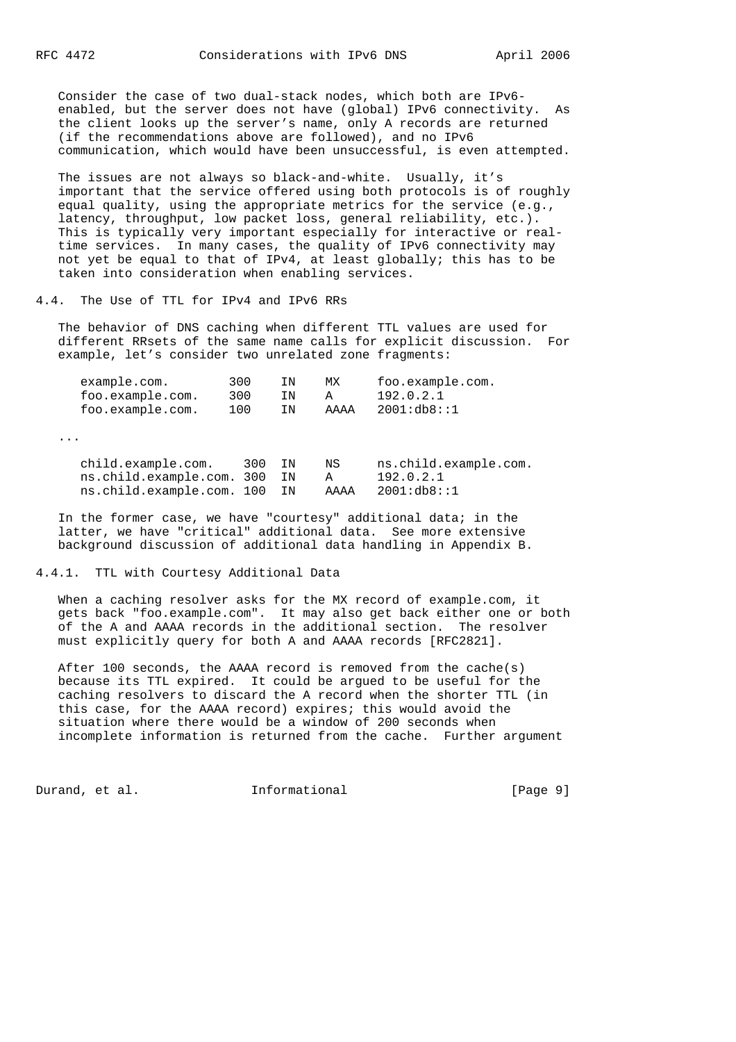Consider the case of two dual-stack nodes, which both are IPv6-enabled, but the server does not have (global) IPv6 connectivity. As the client looks up the server's name, only A records are returned (if the recommendations above are followed), and no IPv6 communication, which would have been unsuccessful, is even attempted.

The issues are not always so black-and-white. Usually, it's important that the service offered using both protocols is of roughly equal quality, using the appropriate metrics for the service (e.g., latency, throughput, low packet loss, general reliability, etc.). This is typically very important especially for interactive or real-time services. In many cases, the quality of IPv6 connectivity may not yet be equal to that of IPv4, at least globally; this has to be taken into consideration when enabling services.

### 4.4. The Use of TTL for IPv4 and IPv6 RRs

The behavior of DNS caching when different TTL values are used for different RRsets of the same name calls for explicit discussion. For example, let's consider two unrelated zone fragments:

```
example.com.        300    IN    MX     foo.example.com.
foo.example.com.    300    IN    A      192.0.2.1
foo.example.com.    100    IN    AAAA   2001:db8::1
```

...

```
child.example.com.    300  IN    NS     ns.child.example.com.
ns.child.example.com. 300  IN    A      192.0.2.1
ns.child.example.com. 100  IN    AAAA   2001:db8::1
```

In the former case, we have "courtesy" additional data; in the latter, we have "critical" additional data. See more extensive background discussion of additional data handling in Appendix B.

#### 4.4.1. TTL with Courtesy Additional Data

When a caching resolver asks for the MX record of example.com, it gets back "foo.example.com". It may also get back either one or both of the A and AAAA records in the additional section. The resolver must explicitly query for both A and AAAA records [RFC2821].

After 100 seconds, the AAAA record is removed from the cache(s) because its TTL expired. It could be argued to be useful for the caching resolvers to discard the A record when the shorter TTL (in this case, for the AAAA record) expires; this would avoid the situation where there would be a window of 200 seconds when incomplete information is returned from the cache. Further argument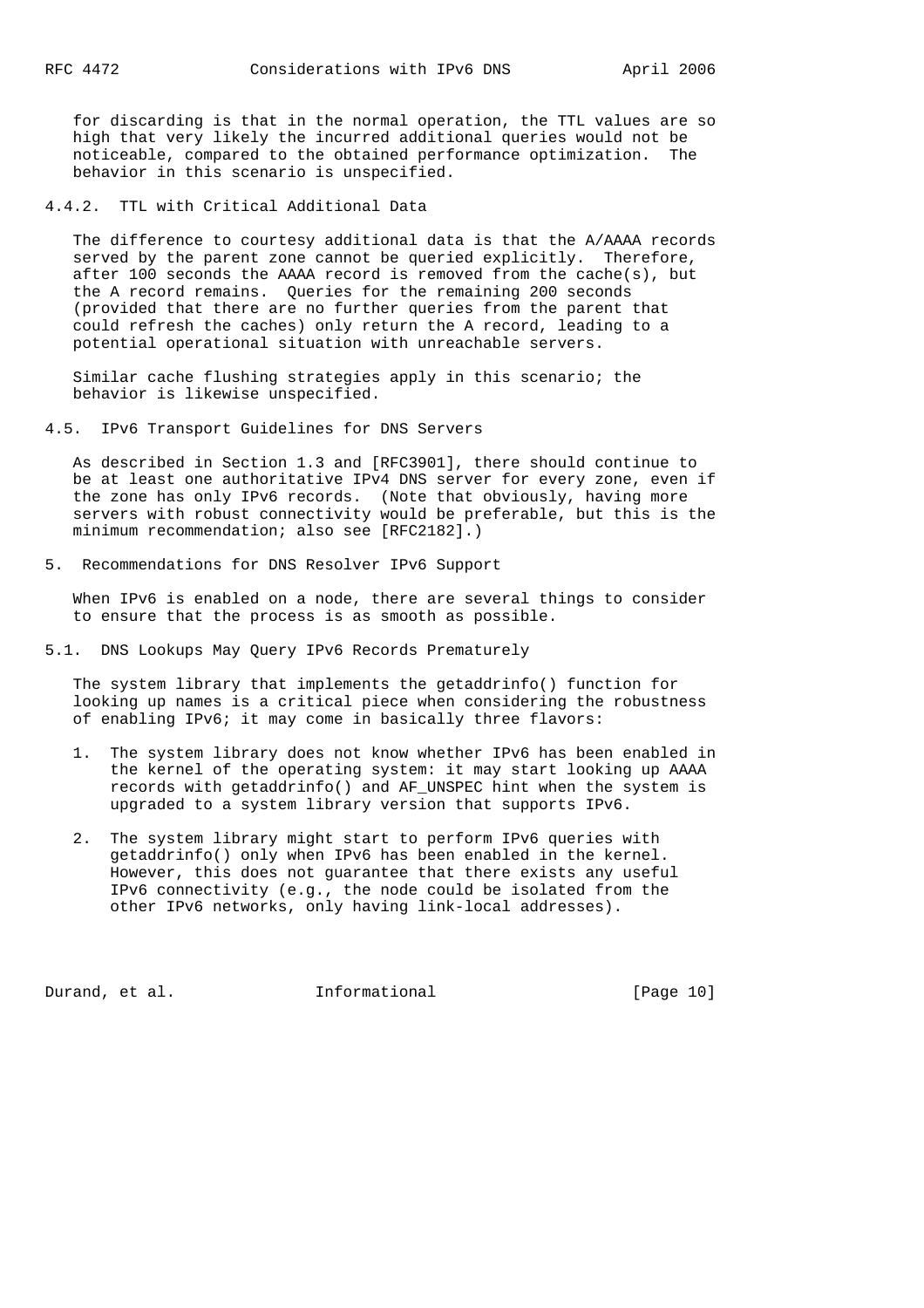for discarding is that in the normal operation, the TTL values are so high that very likely the incurred additional queries would not be noticeable, compared to the obtained performance optimization. The behavior in this scenario is unspecified.

### 4.4.2. TTL with Critical Additional Data

The difference to courtesy additional data is that the A/AAAA records served by the parent zone cannot be queried explicitly. Therefore, after 100 seconds the AAAA record is removed from the cache(s), but the A record remains. Queries for the remaining 200 seconds (provided that there are no further queries from the parent that could refresh the caches) only return the A record, leading to a potential operational situation with unreachable servers.

Similar cache flushing strategies apply in this scenario; the behavior is likewise unspecified.

## 4.5. IPv6 Transport Guidelines for DNS Servers

As described in Section 1.3 and [RFC3901], there should continue to be at least one authoritative IPv4 DNS server for every zone, even if the zone has only IPv6 records. (Note that obviously, having more servers with robust connectivity would be preferable, but this is the minimum recommendation; also see [RFC2182].)

# 5. Recommendations for DNS Resolver IPv6 Support

When IPv6 is enabled on a node, there are several things to consider to ensure that the process is as smooth as possible.

## 5.1. DNS Lookups May Query IPv6 Records Prematurely

The system library that implements the getaddrinfo() function for looking up names is a critical piece when considering the robustness of enabling IPv6; it may come in basically three flavors:

1. The system library does not know whether IPv6 has been enabled in the kernel of the operating system: it may start looking up AAAA records with getaddrinfo() and AF_UNSPEC hint when the system is upgraded to a system library version that supports IPv6.

2. The system library might start to perform IPv6 queries with getaddrinfo() only when IPv6 has been enabled in the kernel. However, this does not guarantee that there exists any useful IPv6 connectivity (e.g., the node could be isolated from the other IPv6 networks, only having link-local addresses).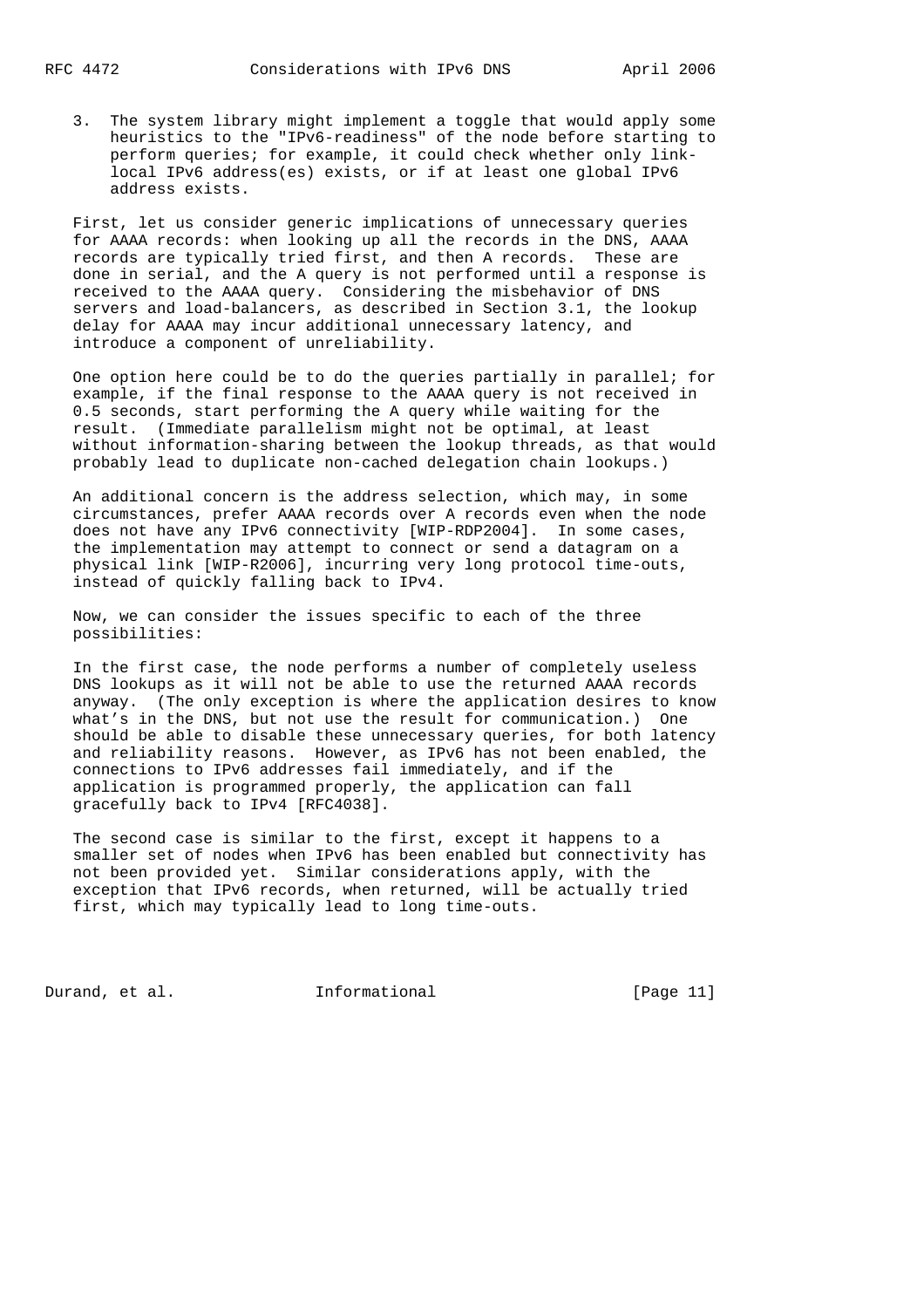3. The system library might implement a toggle that would apply some heuristics to the "IPv6-readiness" of the node before starting to perform queries; for example, it could check whether only link-local IPv6 address(es) exists, or if at least one global IPv6 address exists.

First, let us consider generic implications of unnecessary queries for AAAA records: when looking up all the records in the DNS, AAAA records are typically tried first, and then A records. These are done in serial, and the A query is not performed until a response is received to the AAAA query. Considering the misbehavior of DNS servers and load-balancers, as described in Section 3.1, the lookup delay for AAAA may incur additional unnecessary latency, and introduce a component of unreliability.

One option here could be to do the queries partially in parallel; for example, if the final response to the AAAA query is not received in 0.5 seconds, start performing the A query while waiting for the result. (Immediate parallelism might not be optimal, at least without information-sharing between the lookup threads, as that would probably lead to duplicate non-cached delegation chain lookups.)

An additional concern is the address selection, which may, in some circumstances, prefer AAAA records over A records even when the node does not have any IPv6 connectivity [WIP-RDP2004]. In some cases, the implementation may attempt to connect or send a datagram on a physical link [WIP-R2006], incurring very long protocol time-outs, instead of quickly falling back to IPv4.

Now, we can consider the issues specific to each of the three possibilities:

In the first case, the node performs a number of completely useless DNS lookups as it will not be able to use the returned AAAA records anyway. (The only exception is where the application desires to know what's in the DNS, but not use the result for communication.) One should be able to disable these unnecessary queries, for both latency and reliability reasons. However, as IPv6 has not been enabled, the connections to IPv6 addresses fail immediately, and if the application is programmed properly, the application can fall gracefully back to IPv4 [RFC4038].

The second case is similar to the first, except it happens to a smaller set of nodes when IPv6 has been enabled but connectivity has not been provided yet. Similar considerations apply, with the exception that IPv6 records, when returned, will be actually tried first, which may typically lead to long time-outs.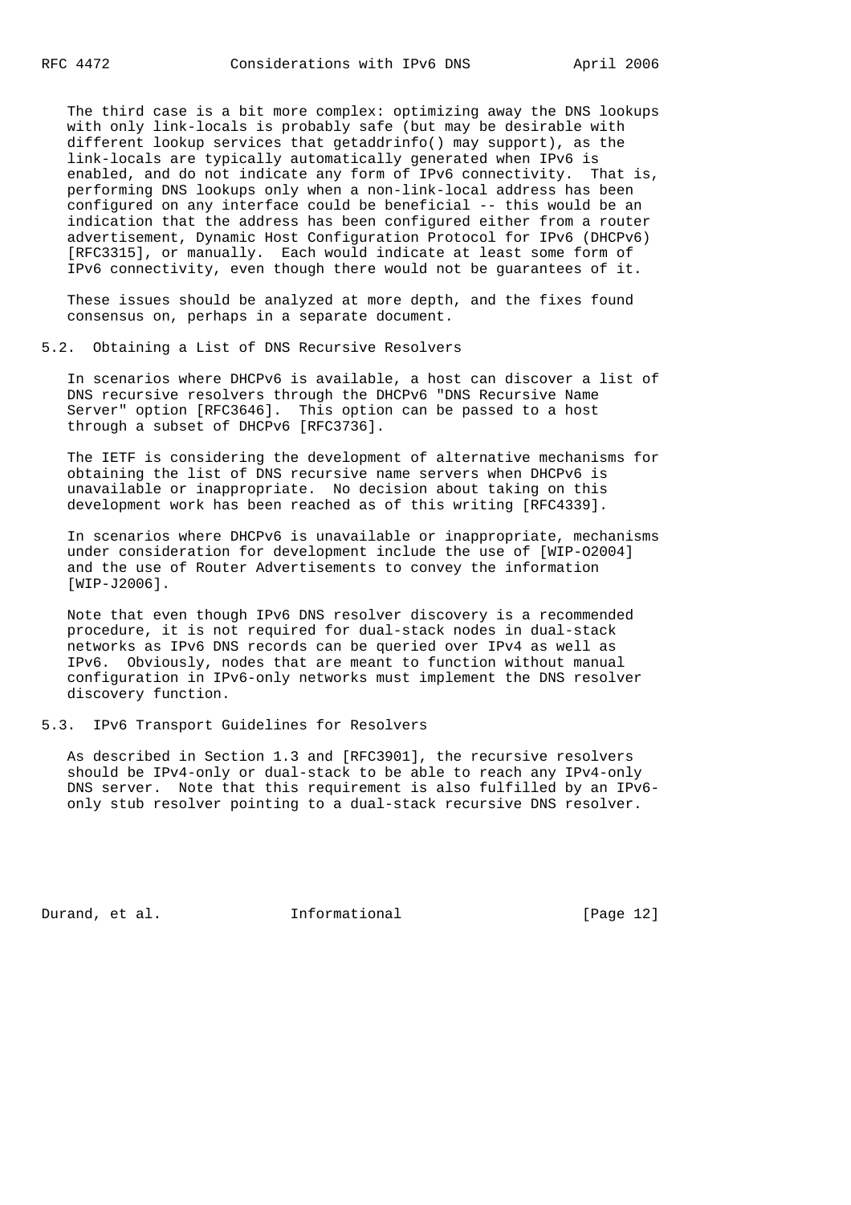The third case is a bit more complex: optimizing away the DNS lookups with only link-locals is probably safe (but may be desirable with different lookup services that getaddrinfo() may support), as the link-locals are typically automatically generated when IPv6 is enabled, and do not indicate any form of IPv6 connectivity. That is, performing DNS lookups only when a non-link-local address has been configured on any interface could be beneficial -- this would be an indication that the address has been configured either from a router advertisement, Dynamic Host Configuration Protocol for IPv6 (DHCPv6) [RFC3315], or manually. Each would indicate at least some form of IPv6 connectivity, even though there would not be guarantees of it.

These issues should be analyzed at more depth, and the fixes found consensus on, perhaps in a separate document.

### 5.2. Obtaining a List of DNS Recursive Resolvers

In scenarios where DHCPv6 is available, a host can discover a list of DNS recursive resolvers through the DHCPv6 "DNS Recursive Name Server" option [RFC3646]. This option can be passed to a host through a subset of DHCPv6 [RFC3736].

The IETF is considering the development of alternative mechanisms for obtaining the list of DNS recursive name servers when DHCPv6 is unavailable or inappropriate. No decision about taking on this development work has been reached as of this writing [RFC4339].

In scenarios where DHCPv6 is unavailable or inappropriate, mechanisms under consideration for development include the use of [WIP-O2004] and the use of Router Advertisements to convey the information [WIP-J2006].

Note that even though IPv6 DNS resolver discovery is a recommended procedure, it is not required for dual-stack nodes in dual-stack networks as IPv6 DNS records can be queried over IPv4 as well as IPv6. Obviously, nodes that are meant to function without manual configuration in IPv6-only networks must implement the DNS resolver discovery function.

### 5.3. IPv6 Transport Guidelines for Resolvers

As described in Section 1.3 and [RFC3901], the recursive resolvers should be IPv4-only or dual-stack to be able to reach any IPv4-only DNS server. Note that this requirement is also fulfilled by an IPv6-only stub resolver pointing to a dual-stack recursive DNS resolver.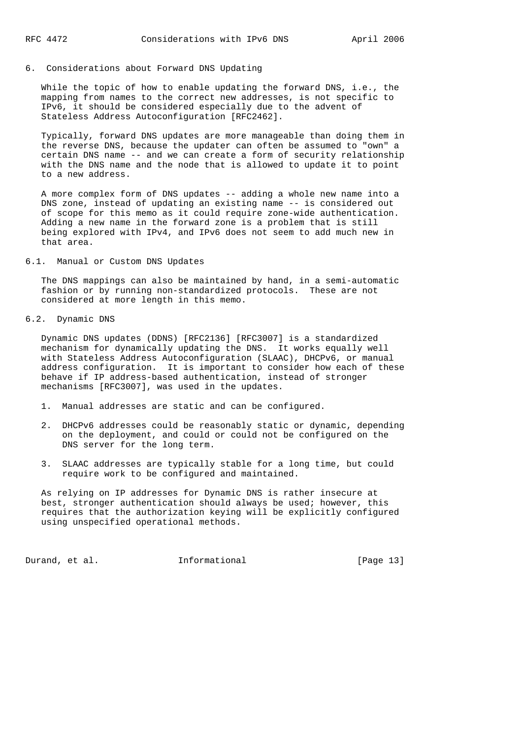## 6. Considerations about Forward DNS Updating

While the topic of how to enable updating the forward DNS, i.e., the mapping from names to the correct new addresses, is not specific to IPv6, it should be considered especially due to the advent of Stateless Address Autoconfiguration [RFC2462].

Typically, forward DNS updates are more manageable than doing them in the reverse DNS, because the updater can often be assumed to "own" a certain DNS name -- and we can create a form of security relationship with the DNS name and the node that is allowed to update it to point to a new address.

A more complex form of DNS updates -- adding a whole new name into a DNS zone, instead of updating an existing name -- is considered out of scope for this memo as it could require zone-wide authentication. Adding a new name in the forward zone is a problem that is still being explored with IPv4, and IPv6 does not seem to add much new in that area.

### 6.1. Manual or Custom DNS Updates

The DNS mappings can also be maintained by hand, in a semi-automatic fashion or by running non-standardized protocols. These are not considered at more length in this memo.

### 6.2. Dynamic DNS

Dynamic DNS updates (DDNS) [RFC2136] [RFC3007] is a standardized mechanism for dynamically updating the DNS. It works equally well with Stateless Address Autoconfiguration (SLAAC), DHCPv6, or manual address configuration. It is important to consider how each of these behave if IP address-based authentication, instead of stronger mechanisms [RFC3007], was used in the updates.

1. Manual addresses are static and can be configured.

2. DHCPv6 addresses could be reasonably static or dynamic, depending on the deployment, and could or could not be configured on the DNS server for the long term.

3. SLAAC addresses are typically stable for a long time, but could require work to be configured and maintained.

As relying on IP addresses for Dynamic DNS is rather insecure at best, stronger authentication should always be used; however, this requires that the authorization keying will be explicitly configured using unspecified operational methods.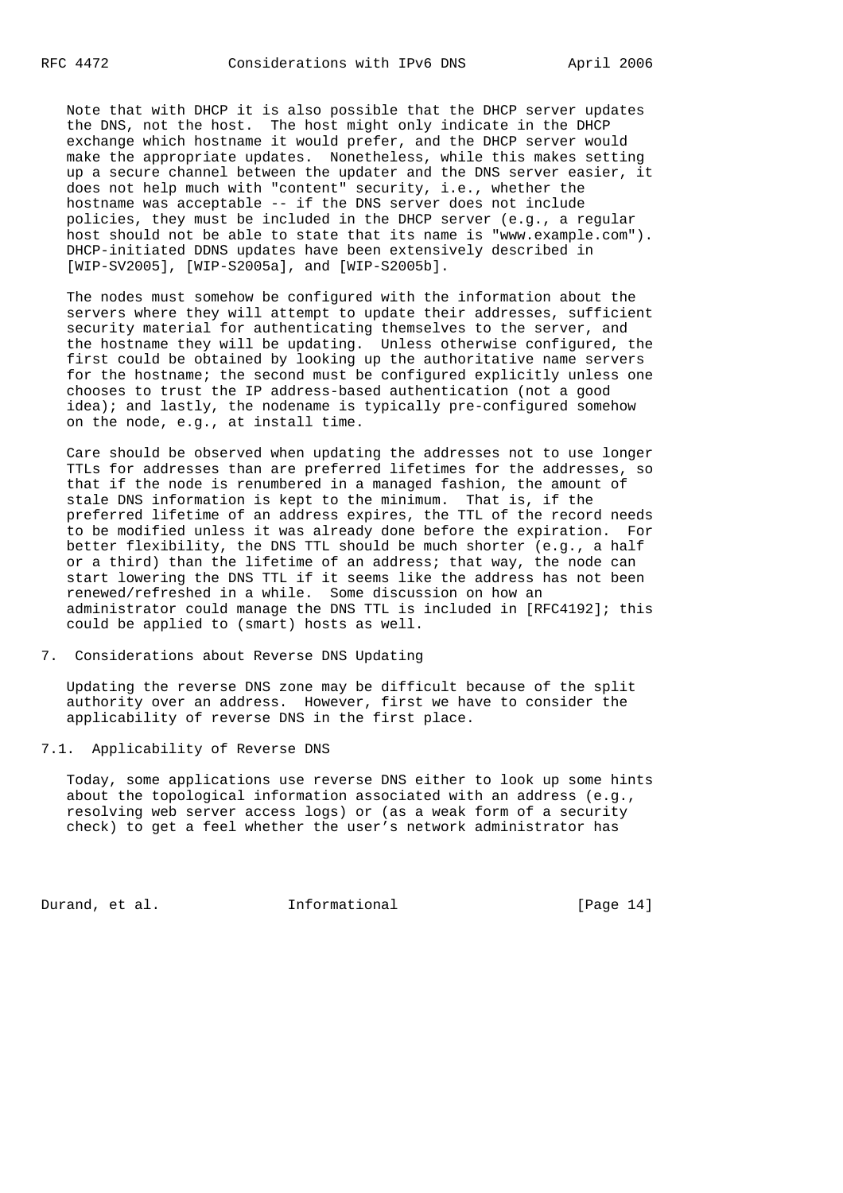Note that with DHCP it is also possible that the DHCP server updates the DNS, not the host. The host might only indicate in the DHCP exchange which hostname it would prefer, and the DHCP server would make the appropriate updates. Nonetheless, while this makes setting up a secure channel between the updater and the DNS server easier, it does not help much with "content" security, i.e., whether the hostname was acceptable -- if the DNS server does not include policies, they must be included in the DHCP server (e.g., a regular host should not be able to state that its name is "www.example.com"). DHCP-initiated DDNS updates have been extensively described in [WIP-SV2005], [WIP-S2005a], and [WIP-S2005b].

The nodes must somehow be configured with the information about the servers where they will attempt to update their addresses, sufficient security material for authenticating themselves to the server, and the hostname they will be updating. Unless otherwise configured, the first could be obtained by looking up the authoritative name servers for the hostname; the second must be configured explicitly unless one chooses to trust the IP address-based authentication (not a good idea); and lastly, the nodename is typically pre-configured somehow on the node, e.g., at install time.

Care should be observed when updating the addresses not to use longer TTLs for addresses than are preferred lifetimes for the addresses, so that if the node is renumbered in a managed fashion, the amount of stale DNS information is kept to the minimum. That is, if the preferred lifetime of an address expires, the TTL of the record needs to be modified unless it was already done before the expiration. For better flexibility, the DNS TTL should be much shorter (e.g., a half or a third) than the lifetime of an address; that way, the node can start lowering the DNS TTL if it seems like the address has not been renewed/refreshed in a while. Some discussion on how an administrator could manage the DNS TTL is included in [RFC4192]; this could be applied to (smart) hosts as well.

## 7. Considerations about Reverse DNS Updating

Updating the reverse DNS zone may be difficult because of the split authority over an address. However, first we have to consider the applicability of reverse DNS in the first place.

### 7.1. Applicability of Reverse DNS

Today, some applications use reverse DNS either to look up some hints about the topological information associated with an address (e.g., resolving web server access logs) or (as a weak form of a security check) to get a feel whether the user's network administrator has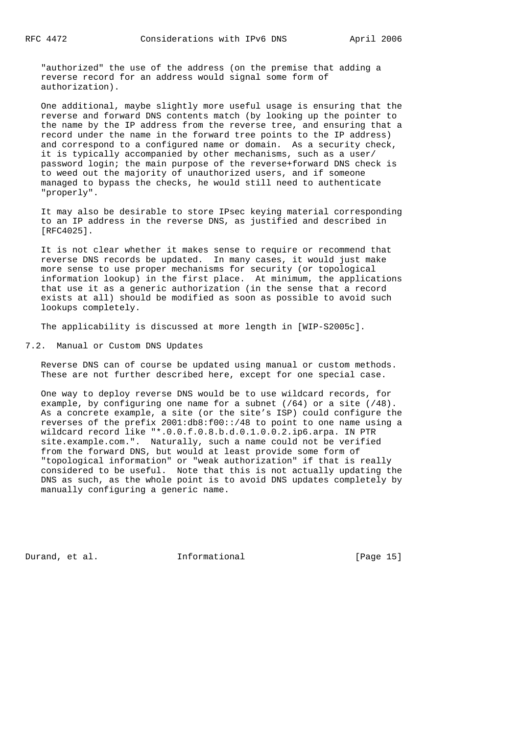"authorized" the use of the address (on the premise that adding a reverse record for an address would signal some form of authorization).

One additional, maybe slightly more useful usage is ensuring that the reverse and forward DNS contents match (by looking up the pointer to the name by the IP address from the reverse tree, and ensuring that a record under the name in the forward tree points to the IP address) and correspond to a configured name or domain. As a security check, it is typically accompanied by other mechanisms, such as a user/password login; the main purpose of the reverse+forward DNS check is to weed out the majority of unauthorized users, and if someone managed to bypass the checks, he would still need to authenticate "properly".

It may also be desirable to store IPsec keying material corresponding to an IP address in the reverse DNS, as justified and described in [RFC4025].

It is not clear whether it makes sense to require or recommend that reverse DNS records be updated. In many cases, it would just make more sense to use proper mechanisms for security (or topological information lookup) in the first place. At minimum, the applications that use it as a generic authorization (in the sense that a record exists at all) should be modified as soon as possible to avoid such lookups completely.

The applicability is discussed at more length in [WIP-S2005c].

## 7.2. Manual or Custom DNS Updates

Reverse DNS can of course be updated using manual or custom methods. These are not further described here, except for one special case.

One way to deploy reverse DNS would be to use wildcard records, for example, by configuring one name for a subnet (/64) or a site (/48). As a concrete example, a site (or the site's ISP) could configure the reverses of the prefix 2001:db8:f00::/48 to point to one name using a wildcard record like "*.0.0.f.0.8.b.d.0.1.0.0.2.ip6.arpa. IN PTR site.example.com.". Naturally, such a name could not be verified from the forward DNS, but would at least provide some form of "topological information" or "weak authorization" if that is really considered to be useful. Note that this is not actually updating the DNS as such, as the whole point is to avoid DNS updates completely by manually configuring a generic name.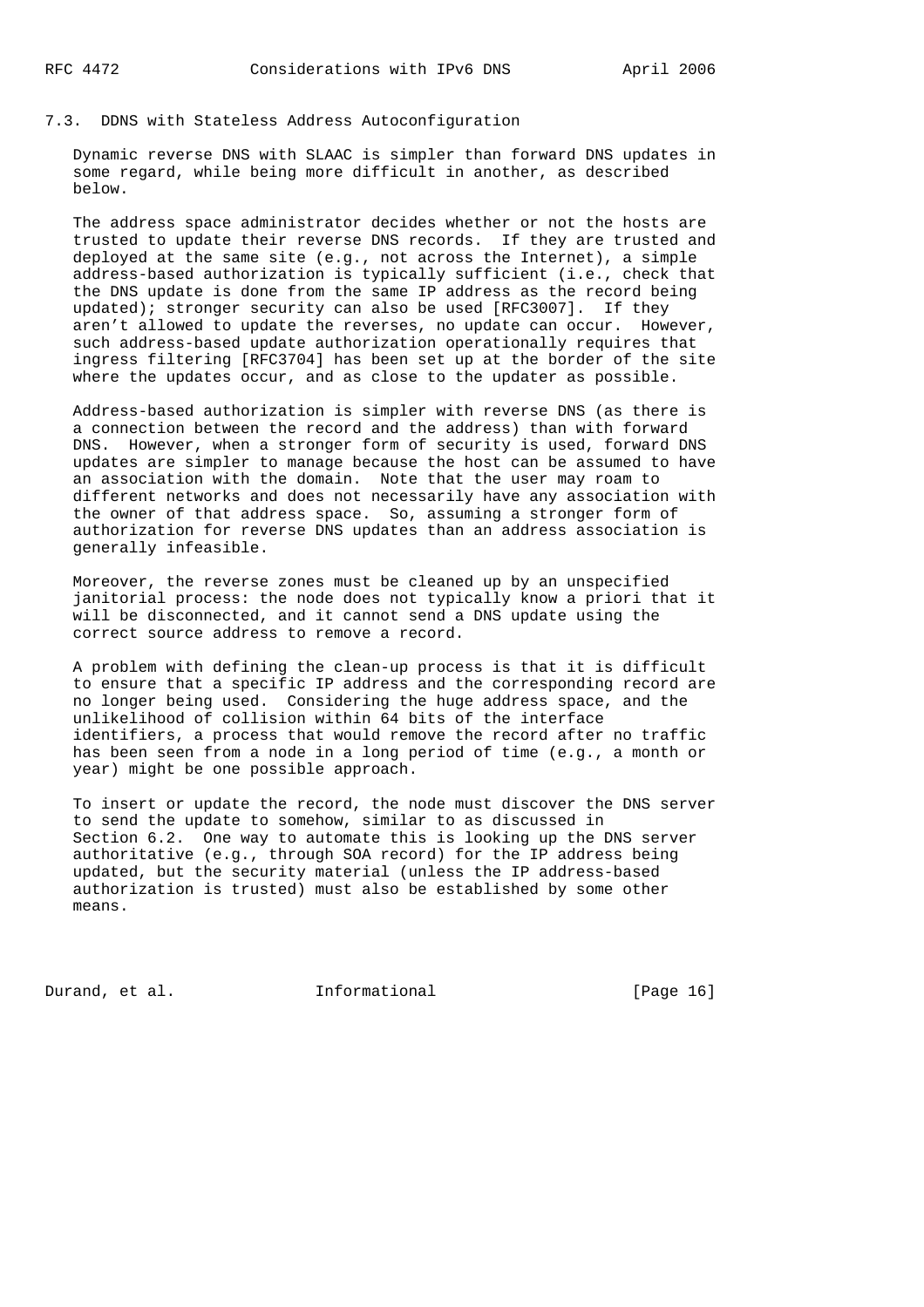### 7.3. DDNS with Stateless Address Autoconfiguration

Dynamic reverse DNS with SLAAC is simpler than forward DNS updates in some regard, while being more difficult in another, as described below.

The address space administrator decides whether or not the hosts are trusted to update their reverse DNS records. If they are trusted and deployed at the same site (e.g., not across the Internet), a simple address-based authorization is typically sufficient (i.e., check that the DNS update is done from the same IP address as the record being updated); stronger security can also be used [RFC3007]. If they aren't allowed to update the reverses, no update can occur. However, such address-based update authorization operationally requires that ingress filtering [RFC3704] has been set up at the border of the site where the updates occur, and as close to the updater as possible.

Address-based authorization is simpler with reverse DNS (as there is a connection between the record and the address) than with forward DNS. However, when a stronger form of security is used, forward DNS updates are simpler to manage because the host can be assumed to have an association with the domain. Note that the user may roam to different networks and does not necessarily have any association with the owner of that address space. So, assuming a stronger form of authorization for reverse DNS updates than an address association is generally infeasible.

Moreover, the reverse zones must be cleaned up by an unspecified janitorial process: the node does not typically know a priori that it will be disconnected, and it cannot send a DNS update using the correct source address to remove a record.

A problem with defining the clean-up process is that it is difficult to ensure that a specific IP address and the corresponding record are no longer being used. Considering the huge address space, and the unlikelihood of collision within 64 bits of the interface identifiers, a process that would remove the record after no traffic has been seen from a node in a long period of time (e.g., a month or year) might be one possible approach.

To insert or update the record, the node must discover the DNS server to send the update to somehow, similar to as discussed in Section 6.2. One way to automate this is looking up the DNS server authoritative (e.g., through SOA record) for the IP address being updated, but the security material (unless the IP address-based authorization is trusted) must also be established by some other means.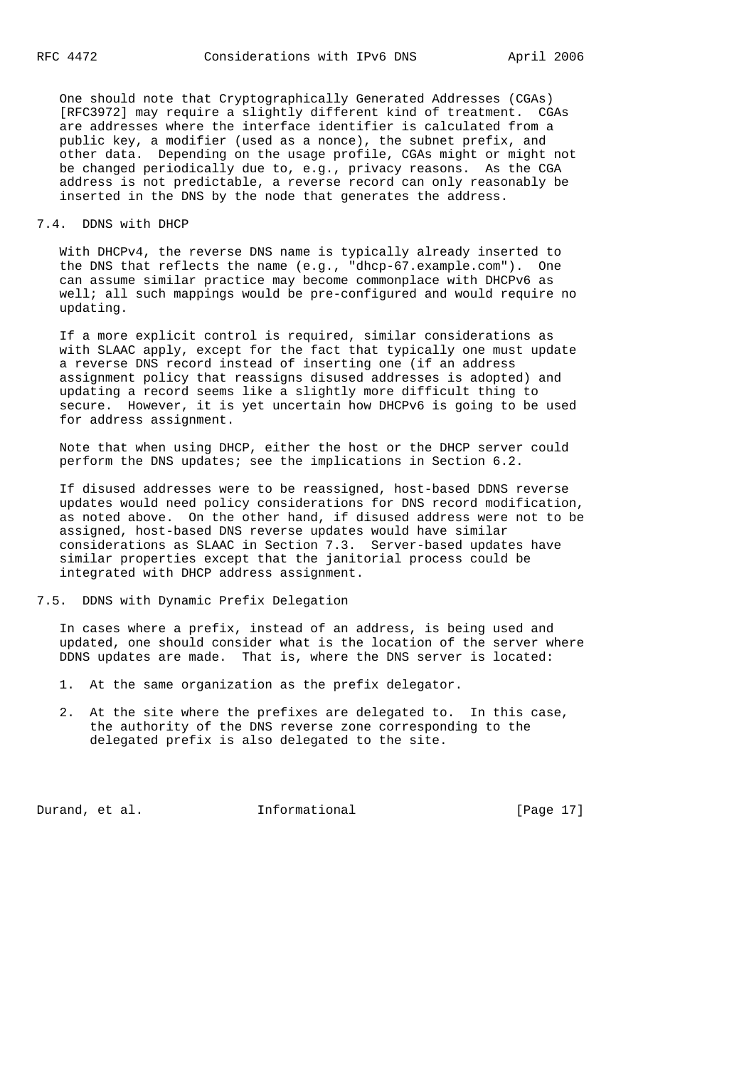One should note that Cryptographically Generated Addresses (CGAs) [RFC3972] may require a slightly different kind of treatment. CGAs are addresses where the interface identifier is calculated from a public key, a modifier (used as a nonce), the subnet prefix, and other data. Depending on the usage profile, CGAs might or might not be changed periodically due to, e.g., privacy reasons. As the CGA address is not predictable, a reverse record can only reasonably be inserted in the DNS by the node that generates the address.

### 7.4. DDNS with DHCP

With DHCPv4, the reverse DNS name is typically already inserted to the DNS that reflects the name (e.g., "dhcp-67.example.com"). One can assume similar practice may become commonplace with DHCPv6 as well; all such mappings would be pre-configured and would require no updating.

If a more explicit control is required, similar considerations as with SLAAC apply, except for the fact that typically one must update a reverse DNS record instead of inserting one (if an address assignment policy that reassigns disused addresses is adopted) and updating a record seems like a slightly more difficult thing to secure. However, it is yet uncertain how DHCPv6 is going to be used for address assignment.

Note that when using DHCP, either the host or the DHCP server could perform the DNS updates; see the implications in Section 6.2.

If disused addresses were to be reassigned, host-based DDNS reverse updates would need policy considerations for DNS record modification, as noted above. On the other hand, if disused address were not to be assigned, host-based DNS reverse updates would have similar considerations as SLAAC in Section 7.3. Server-based updates have similar properties except that the janitorial process could be integrated with DHCP address assignment.

### 7.5. DDNS with Dynamic Prefix Delegation

In cases where a prefix, instead of an address, is being used and updated, one should consider what is the location of the server where DDNS updates are made. That is, where the DNS server is located:

1. At the same organization as the prefix delegator.
2. At the site where the prefixes are delegated to. In this case, the authority of the DNS reverse zone corresponding to the delegated prefix is also delegated to the site.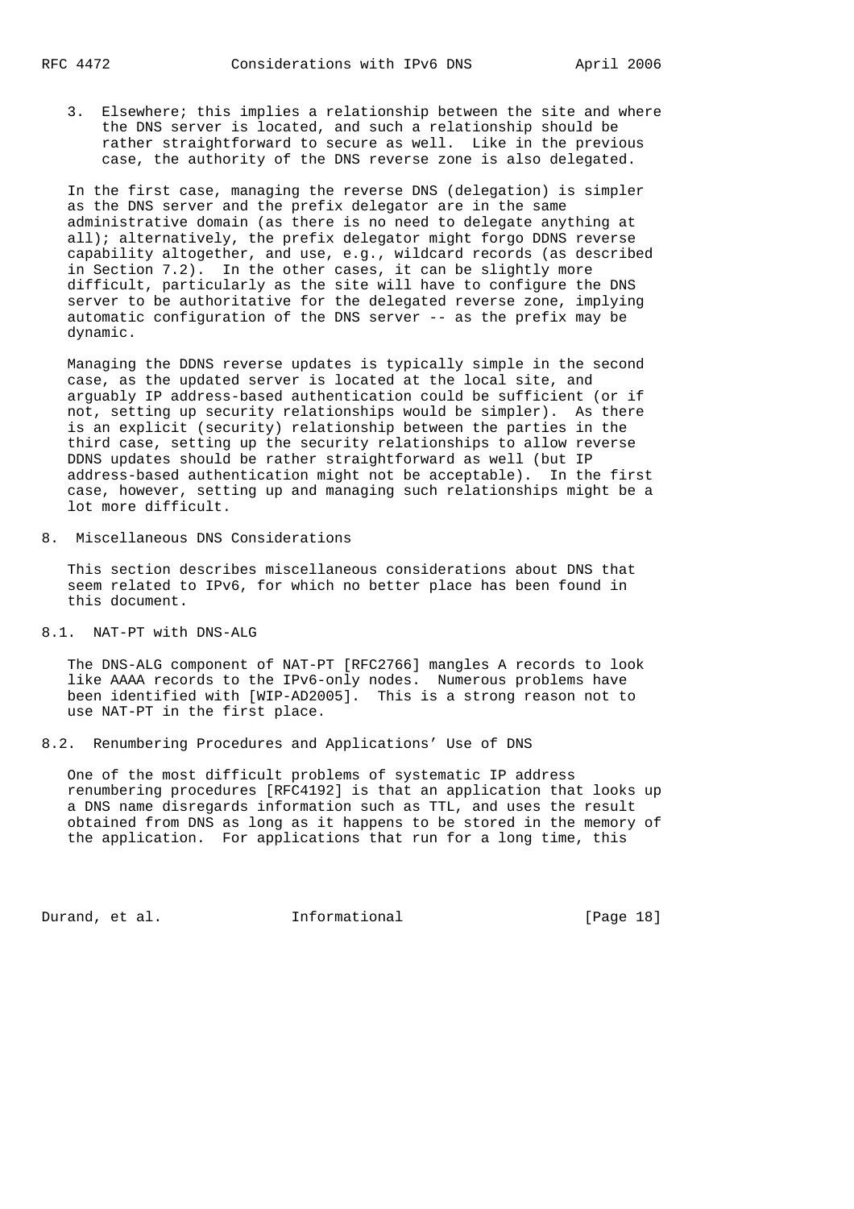3. Elsewhere; this implies a relationship between the site and where the DNS server is located, and such a relationship should be rather straightforward to secure as well. Like in the previous case, the authority of the DNS reverse zone is also delegated.

In the first case, managing the reverse DNS (delegation) is simpler as the DNS server and the prefix delegator are in the same administrative domain (as there is no need to delegate anything at all); alternatively, the prefix delegator might forgo DDNS reverse capability altogether, and use, e.g., wildcard records (as described in Section 7.2). In the other cases, it can be slightly more difficult, particularly as the site will have to configure the DNS server to be authoritative for the delegated reverse zone, implying automatic configuration of the DNS server -- as the prefix may be dynamic.

Managing the DDNS reverse updates is typically simple in the second case, as the updated server is located at the local site, and arguably IP address-based authentication could be sufficient (or if not, setting up security relationships would be simpler). As there is an explicit (security) relationship between the parties in the third case, setting up the security relationships to allow reverse DDNS updates should be rather straightforward as well (but IP address-based authentication might not be acceptable). In the first case, however, setting up and managing such relationships might be a lot more difficult.

## 8. Miscellaneous DNS Considerations

This section describes miscellaneous considerations about DNS that seem related to IPv6, for which no better place has been found in this document.

### 8.1. NAT-PT with DNS-ALG

The DNS-ALG component of NAT-PT [RFC2766] mangles A records to look like AAAA records to the IPv6-only nodes. Numerous problems have been identified with [WIP-AD2005]. This is a strong reason not to use NAT-PT in the first place.

### 8.2. Renumbering Procedures and Applications' Use of DNS

One of the most difficult problems of systematic IP address renumbering procedures [RFC4192] is that an application that looks up a DNS name disregards information such as TTL, and uses the result obtained from DNS as long as it happens to be stored in the memory of the application. For applications that run for a long time, this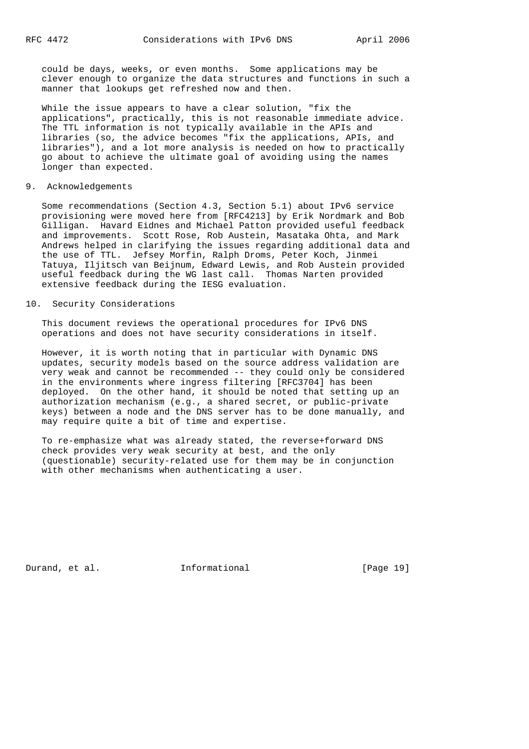could be days, weeks, or even months. Some applications may be clever enough to organize the data structures and functions in such a manner that lookups get refreshed now and then.

While the issue appears to have a clear solution, "fix the applications", practically, this is not reasonable immediate advice. The TTL information is not typically available in the APIs and libraries (so, the advice becomes "fix the applications, APIs, and libraries"), and a lot more analysis is needed on how to practically go about to achieve the ultimate goal of avoiding using the names longer than expected.

## 9. Acknowledgements

Some recommendations (Section 4.3, Section 5.1) about IPv6 service provisioning were moved here from [RFC4213] by Erik Nordmark and Bob Gilligan. Havard Eidnes and Michael Patton provided useful feedback and improvements. Scott Rose, Rob Austein, Masataka Ohta, and Mark Andrews helped in clarifying the issues regarding additional data and the use of TTL. Jefsey Morfin, Ralph Droms, Peter Koch, Jinmei Tatuya, Iljitsch van Beijnum, Edward Lewis, and Rob Austein provided useful feedback during the WG last call. Thomas Narten provided extensive feedback during the IESG evaluation.

## 10. Security Considerations

This document reviews the operational procedures for IPv6 DNS operations and does not have security considerations in itself.

However, it is worth noting that in particular with Dynamic DNS updates, security models based on the source address validation are very weak and cannot be recommended -- they could only be considered in the environments where ingress filtering [RFC3704] has been deployed. On the other hand, it should be noted that setting up an authorization mechanism (e.g., a shared secret, or public-private keys) between a node and the DNS server has to be done manually, and may require quite a bit of time and expertise.

To re-emphasize what was already stated, the reverse+forward DNS check provides very weak security at best, and the only (questionable) security-related use for them may be in conjunction with other mechanisms when authenticating a user.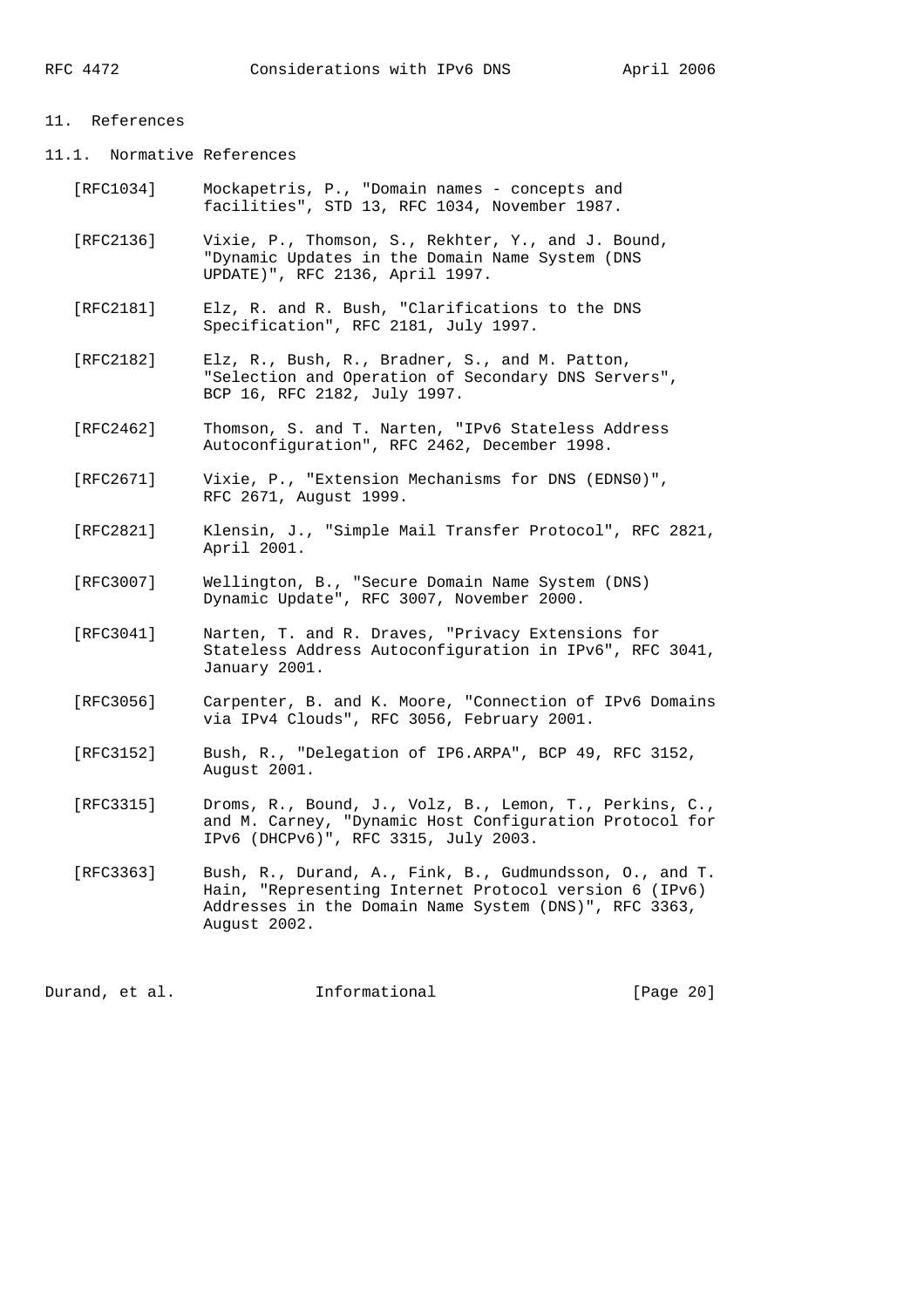## 11. References

### 11.1. Normative References

[RFC1034] Mockapetris, P., "Domain names - concepts and facilities", STD 13, RFC 1034, November 1987.

[RFC2136] Vixie, P., Thomson, S., Rekhter, Y., and J. Bound, "Dynamic Updates in the Domain Name System (DNS UPDATE)", RFC 2136, April 1997.

[RFC2181] Elz, R. and R. Bush, "Clarifications to the DNS Specification", RFC 2181, July 1997.

[RFC2182] Elz, R., Bush, R., Bradner, S., and M. Patton, "Selection and Operation of Secondary DNS Servers", BCP 16, RFC 2182, July 1997.

[RFC2462] Thomson, S. and T. Narten, "IPv6 Stateless Address Autoconfiguration", RFC 2462, December 1998.

[RFC2671] Vixie, P., "Extension Mechanisms for DNS (EDNS0)", RFC 2671, August 1999.

[RFC2821] Klensin, J., "Simple Mail Transfer Protocol", RFC 2821, April 2001.

[RFC3007] Wellington, B., "Secure Domain Name System (DNS) Dynamic Update", RFC 3007, November 2000.

[RFC3041] Narten, T. and R. Draves, "Privacy Extensions for Stateless Address Autoconfiguration in IPv6", RFC 3041, January 2001.

[RFC3056] Carpenter, B. and K. Moore, "Connection of IPv6 Domains via IPv4 Clouds", RFC 3056, February 2001.

[RFC3152] Bush, R., "Delegation of IP6.ARPA", BCP 49, RFC 3152, August 2001.

[RFC3315] Droms, R., Bound, J., Volz, B., Lemon, T., Perkins, C., and M. Carney, "Dynamic Host Configuration Protocol for IPv6 (DHCPv6)", RFC 3315, July 2003.

[RFC3363] Bush, R., Durand, A., Fink, B., Gudmundsson, O., and T. Hain, "Representing Internet Protocol version 6 (IPv6) Addresses in the Domain Name System (DNS)", RFC 3363, August 2002.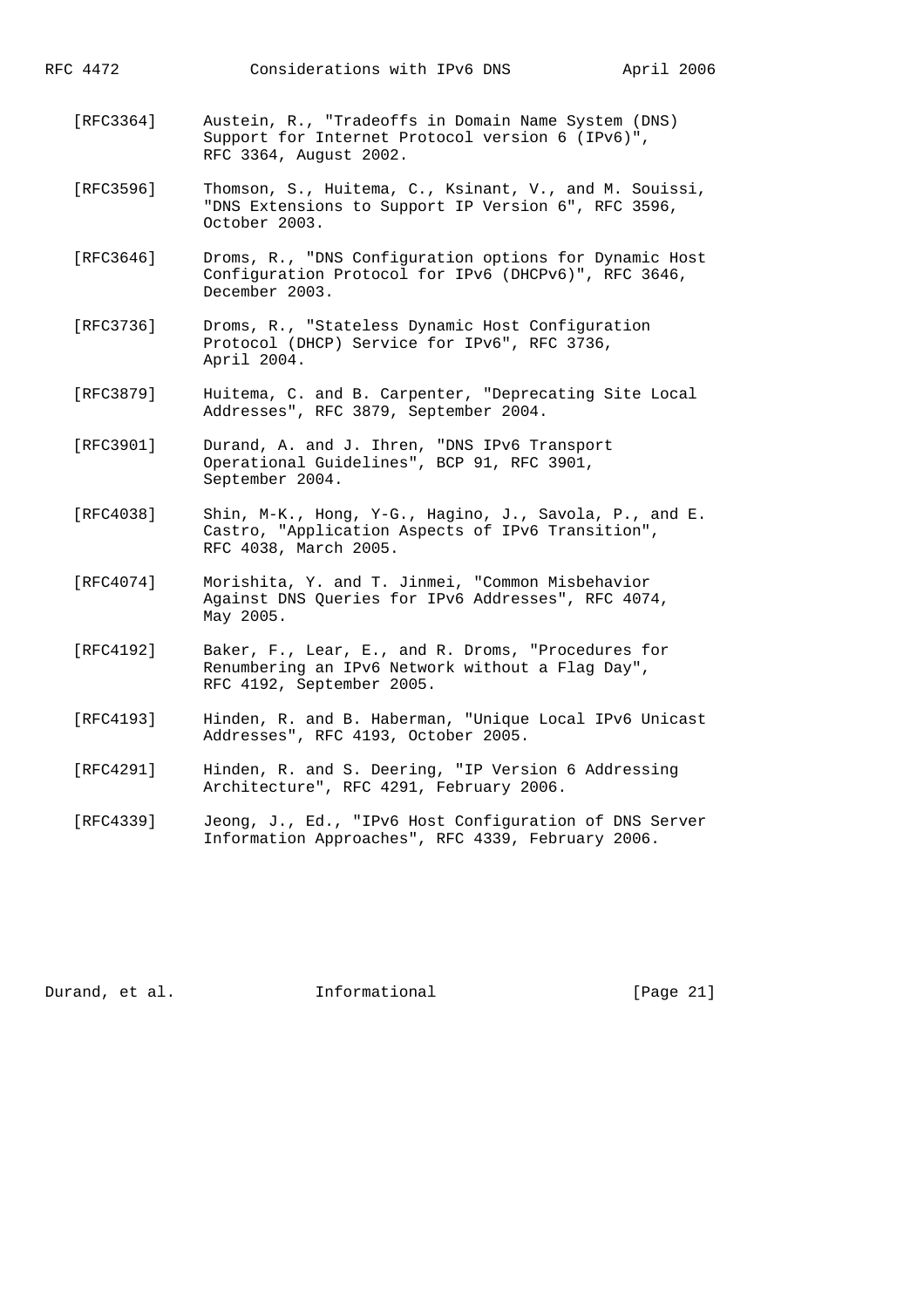[RFC3364] Austein, R., "Tradeoffs in Domain Name System (DNS) Support for Internet Protocol version 6 (IPv6)", RFC 3364, August 2002.

[RFC3596] Thomson, S., Huitema, C., Ksinant, V., and M. Souissi, "DNS Extensions to Support IP Version 6", RFC 3596, October 2003.

[RFC3646] Droms, R., "DNS Configuration options for Dynamic Host Configuration Protocol for IPv6 (DHCPv6)", RFC 3646, December 2003.

[RFC3736] Droms, R., "Stateless Dynamic Host Configuration Protocol (DHCP) Service for IPv6", RFC 3736, April 2004.

[RFC3879] Huitema, C. and B. Carpenter, "Deprecating Site Local Addresses", RFC 3879, September 2004.

[RFC3901] Durand, A. and J. Ihren, "DNS IPv6 Transport Operational Guidelines", BCP 91, RFC 3901, September 2004.

[RFC4038] Shin, M-K., Hong, Y-G., Hagino, J., Savola, P., and E. Castro, "Application Aspects of IPv6 Transition", RFC 4038, March 2005.

[RFC4074] Morishita, Y. and T. Jinmei, "Common Misbehavior Against DNS Queries for IPv6 Addresses", RFC 4074, May 2005.

[RFC4192] Baker, F., Lear, E., and R. Droms, "Procedures for Renumbering an IPv6 Network without a Flag Day", RFC 4192, September 2005.

[RFC4193] Hinden, R. and B. Haberman, "Unique Local IPv6 Unicast Addresses", RFC 4193, October 2005.

[RFC4291] Hinden, R. and S. Deering, "IP Version 6 Addressing Architecture", RFC 4291, February 2006.

[RFC4339] Jeong, J., Ed., "IPv6 Host Configuration of DNS Server Information Approaches", RFC 4339, February 2006.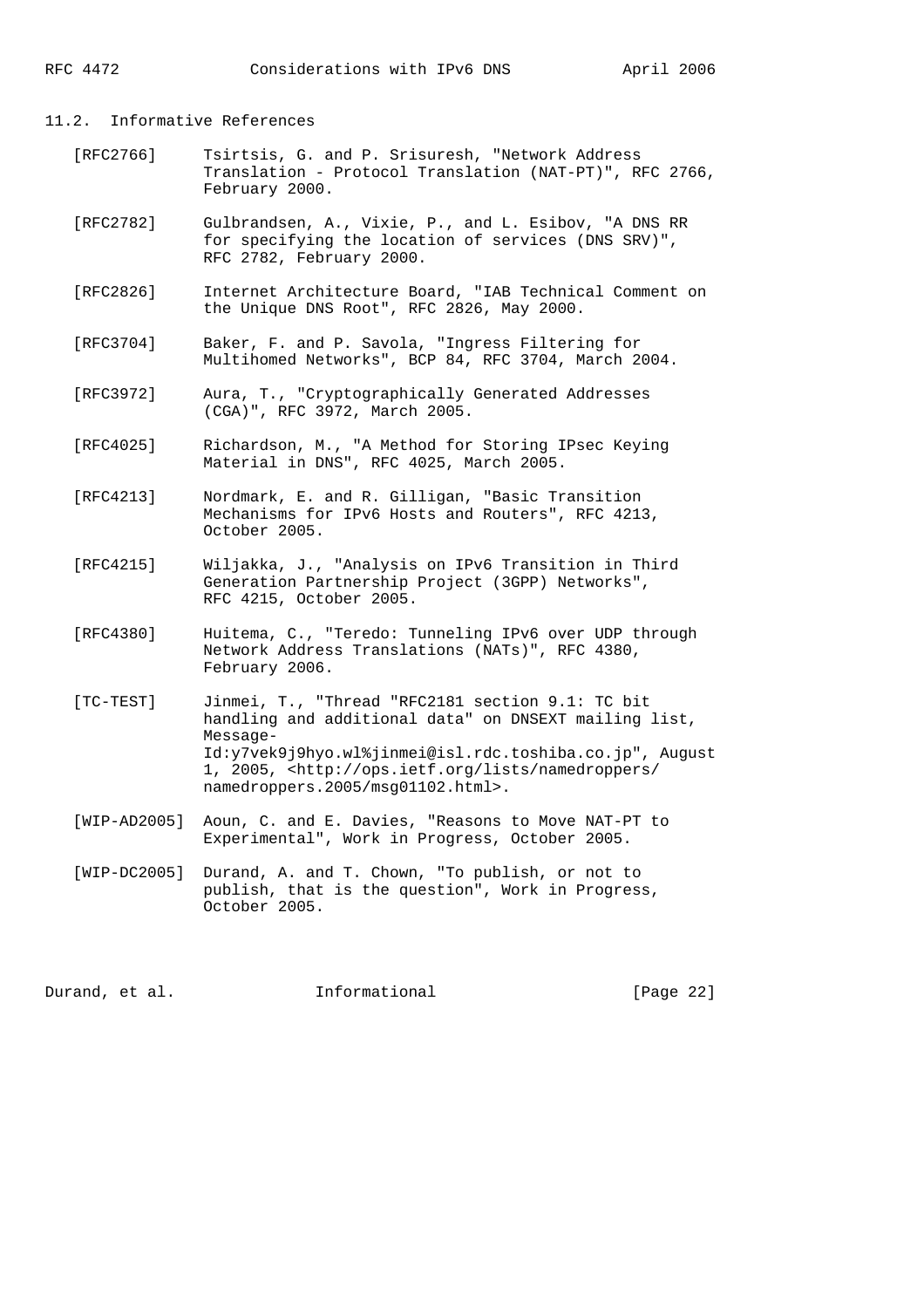### 11.2. Informative References

[RFC2766] Tsirtsis, G. and P. Srisuresh, "Network Address Translation - Protocol Translation (NAT-PT)", RFC 2766, February 2000.

[RFC2782] Gulbrandsen, A., Vixie, P., and L. Esibov, "A DNS RR for specifying the location of services (DNS SRV)", RFC 2782, February 2000.

[RFC2826] Internet Architecture Board, "IAB Technical Comment on the Unique DNS Root", RFC 2826, May 2000.

[RFC3704] Baker, F. and P. Savola, "Ingress Filtering for Multihomed Networks", BCP 84, RFC 3704, March 2004.

[RFC3972] Aura, T., "Cryptographically Generated Addresses (CGA)", RFC 3972, March 2005.

[RFC4025] Richardson, M., "A Method for Storing IPsec Keying Material in DNS", RFC 4025, March 2005.

[RFC4213] Nordmark, E. and R. Gilligan, "Basic Transition Mechanisms for IPv6 Hosts and Routers", RFC 4213, October 2005.

[RFC4215] Wiljakka, J., "Analysis on IPv6 Transition in Third Generation Partnership Project (3GPP) Networks", RFC 4215, October 2005.

[RFC4380] Huitema, C., "Teredo: Tunneling IPv6 over UDP through Network Address Translations (NATs)", RFC 4380, February 2006.

[TC-TEST] Jinmei, T., "Thread "RFC2181 section 9.1: TC bit handling and additional data" on DNSEXT mailing list, Message-Id:y7vek9j9hyo.wl%jinmei@isl.rdc.toshiba.co.jp", August 1, 2005, <http://ops.ietf.org/lists/namedroppers/namedroppers.2005/msg01102.html>.

[WIP-AD2005] Aoun, C. and E. Davies, "Reasons to Move NAT-PT to Experimental", Work in Progress, October 2005.

[WIP-DC2005] Durand, A. and T. Chown, "To publish, or not to publish, that is the question", Work in Progress, October 2005.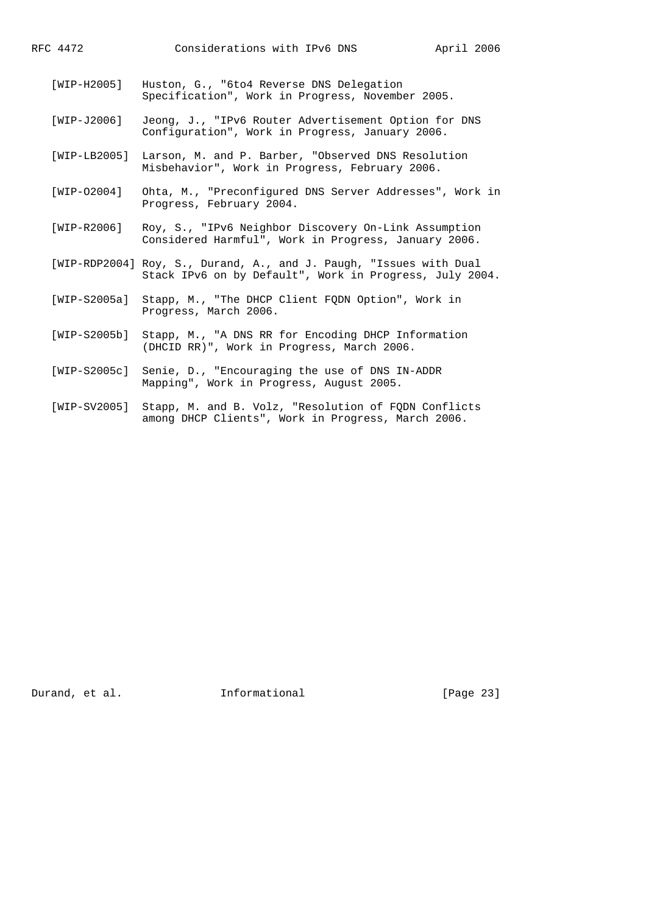[WIP-H2005] Huston, G., "6to4 Reverse DNS Delegation Specification", Work in Progress, November 2005.

[WIP-J2006] Jeong, J., "IPv6 Router Advertisement Option for DNS Configuration", Work in Progress, January 2006.

[WIP-LB2005] Larson, M. and P. Barber, "Observed DNS Resolution Misbehavior", Work in Progress, February 2006.

[WIP-O2004] Ohta, M., "Preconfigured DNS Server Addresses", Work in Progress, February 2004.

[WIP-R2006] Roy, S., "IPv6 Neighbor Discovery On-Link Assumption Considered Harmful", Work in Progress, January 2006.

[WIP-RDP2004] Roy, S., Durand, A., and J. Paugh, "Issues with Dual Stack IPv6 on by Default", Work in Progress, July 2004.

[WIP-S2005a] Stapp, M., "The DHCP Client FQDN Option", Work in Progress, March 2006.

[WIP-S2005b] Stapp, M., "A DNS RR for Encoding DHCP Information (DHCID RR)", Work in Progress, March 2006.

[WIP-S2005c] Senie, D., "Encouraging the use of DNS IN-ADDR Mapping", Work in Progress, August 2005.

[WIP-SV2005] Stapp, M. and B. Volz, "Resolution of FQDN Conflicts among DHCP Clients", Work in Progress, March 2006.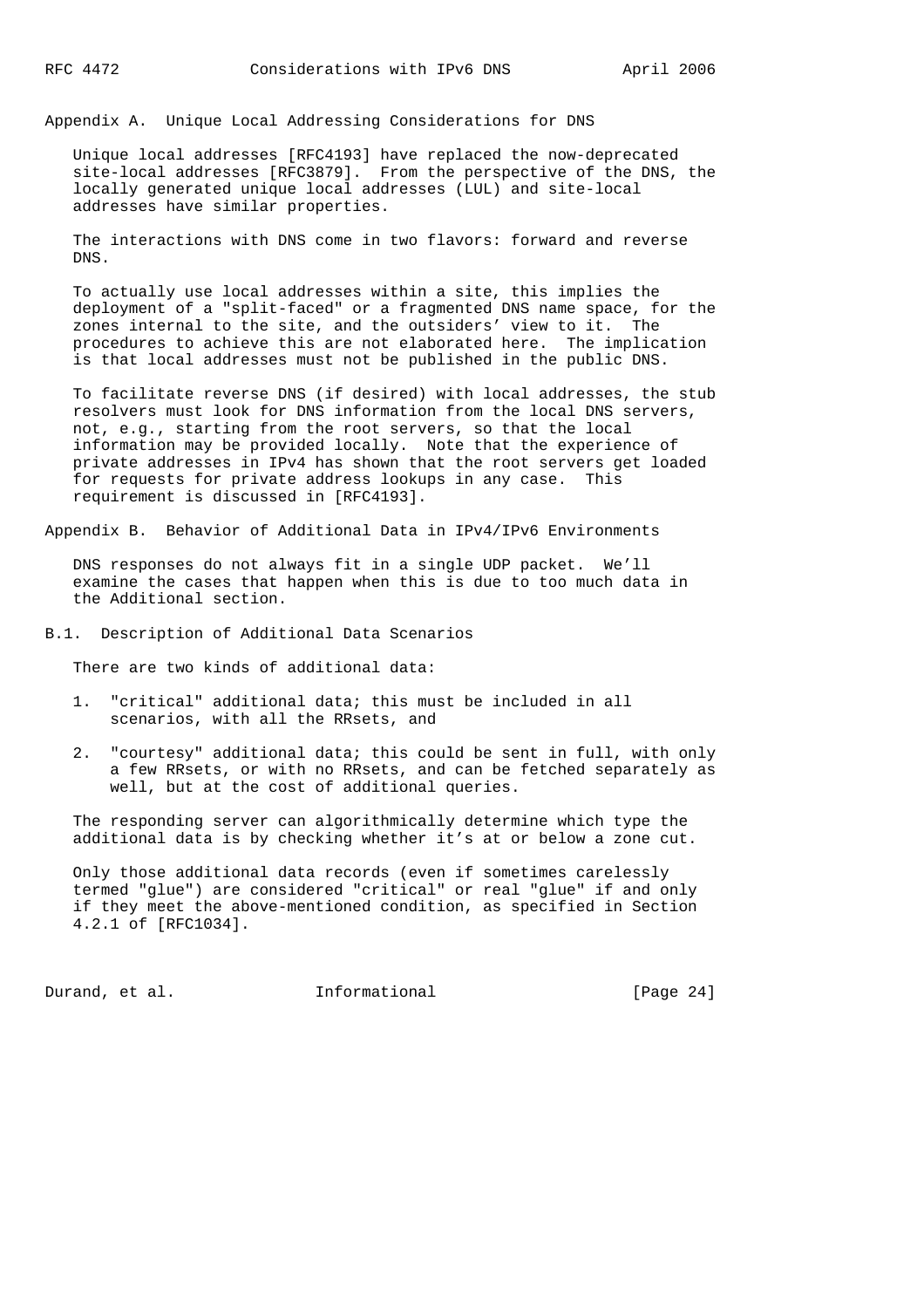## Appendix A. Unique Local Addressing Considerations for DNS

Unique local addresses [RFC4193] have replaced the now-deprecated site-local addresses [RFC3879]. From the perspective of the DNS, the locally generated unique local addresses (LUL) and site-local addresses have similar properties.

The interactions with DNS come in two flavors: forward and reverse DNS.

To actually use local addresses within a site, this implies the deployment of a "split-faced" or a fragmented DNS name space, for the zones internal to the site, and the outsiders' view to it. The procedures to achieve this are not elaborated here. The implication is that local addresses must not be published in the public DNS.

To facilitate reverse DNS (if desired) with local addresses, the stub resolvers must look for DNS information from the local DNS servers, not, e.g., starting from the root servers, so that the local information may be provided locally. Note that the experience of private addresses in IPv4 has shown that the root servers get loaded for requests for private address lookups in any case. This requirement is discussed in [RFC4193].

## Appendix B. Behavior of Additional Data in IPv4/IPv6 Environments

DNS responses do not always fit in a single UDP packet. We'll examine the cases that happen when this is due to too much data in the Additional section.

### B.1. Description of Additional Data Scenarios

There are two kinds of additional data:

1. "critical" additional data; this must be included in all scenarios, with all the RRsets, and
2. "courtesy" additional data; this could be sent in full, with only a few RRsets, or with no RRsets, and can be fetched separately as well, but at the cost of additional queries.

The responding server can algorithmically determine which type the additional data is by checking whether it's at or below a zone cut.

Only those additional data records (even if sometimes carelessly termed "glue") are considered "critical" or real "glue" if and only if they meet the above-mentioned condition, as specified in Section 4.2.1 of [RFC1034].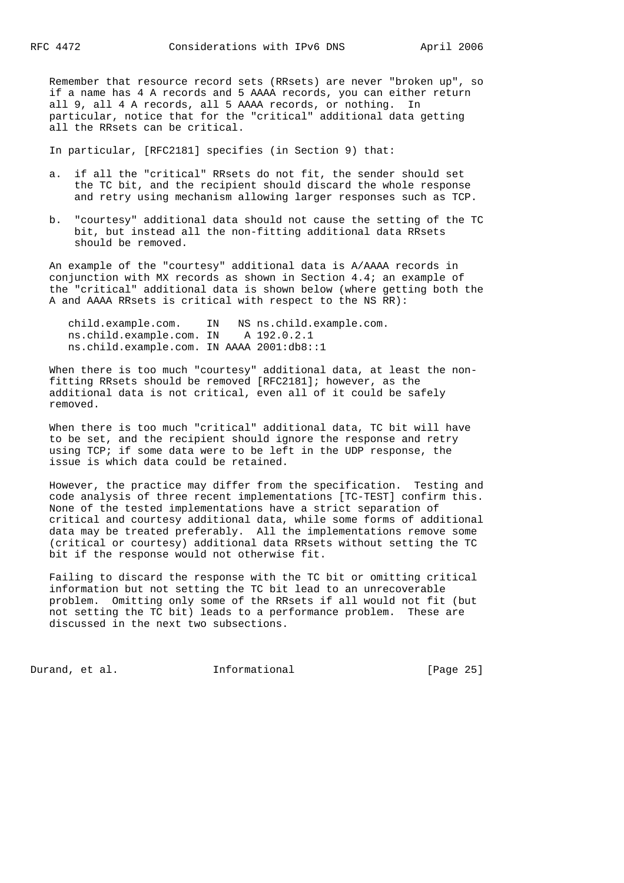Remember that resource record sets (RRsets) are never "broken up", so if a name has 4 A records and 5 AAAA records, you can either return all 9, all 4 A records, all 5 AAAA records, or nothing. In particular, notice that for the "critical" additional data getting all the RRsets can be critical.

In particular, [RFC2181] specifies (in Section 9) that:

a. if all the "critical" RRsets do not fit, the sender should set the TC bit, and the recipient should discard the whole response and retry using mechanism allowing larger responses such as TCP.

b. "courtesy" additional data should not cause the setting of the TC bit, but instead all the non-fitting additional data RRsets should be removed.

An example of the "courtesy" additional data is A/AAAA records in conjunction with MX records as shown in Section 4.4; an example of the "critical" additional data is shown below (where getting both the A and AAAA RRsets is critical with respect to the NS RR):

```
child.example.com.    IN   NS ns.child.example.com.
ns.child.example.com. IN    A 192.0.2.1
ns.child.example.com. IN AAAA 2001:db8::1
```

When there is too much "courtesy" additional data, at least the non-fitting RRsets should be removed [RFC2181]; however, as the additional data is not critical, even all of it could be safely removed.

When there is too much "critical" additional data, TC bit will have to be set, and the recipient should ignore the response and retry using TCP; if some data were to be left in the UDP response, the issue is which data could be retained.

However, the practice may differ from the specification. Testing and code analysis of three recent implementations [TC-TEST] confirm this. None of the tested implementations have a strict separation of critical and courtesy additional data, while some forms of additional data may be treated preferably. All the implementations remove some (critical or courtesy) additional data RRsets without setting the TC bit if the response would not otherwise fit.

Failing to discard the response with the TC bit or omitting critical information but not setting the TC bit lead to an unrecoverable problem. Omitting only some of the RRsets if all would not fit (but not setting the TC bit) leads to a performance problem. These are discussed in the next two subsections.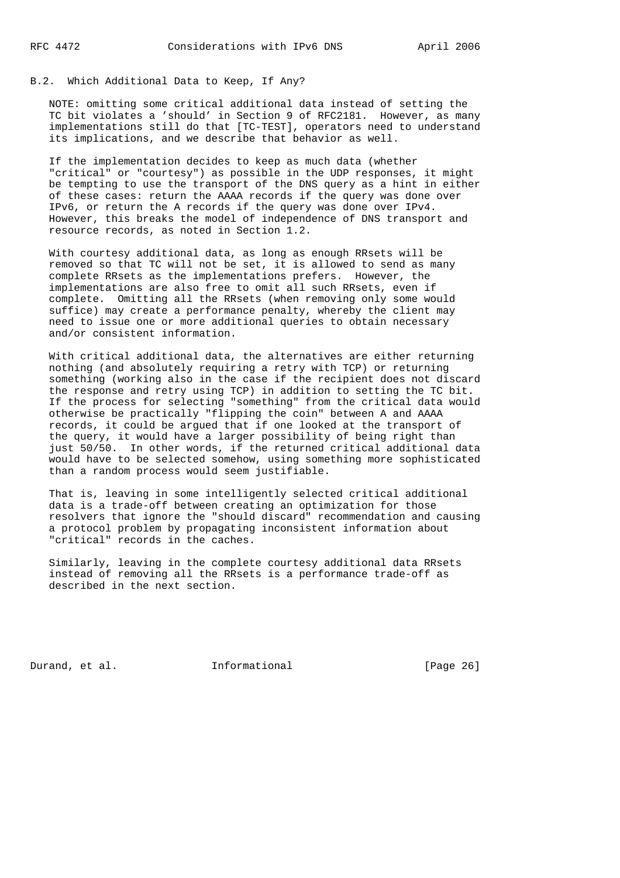## B.2. Which Additional Data to Keep, If Any?

NOTE: omitting some critical additional data instead of setting the TC bit violates a 'should' in Section 9 of RFC2181. However, as many implementations still do that [TC-TEST], operators need to understand its implications, and we describe that behavior as well.

If the implementation decides to keep as much data (whether "critical" or "courtesy") as possible in the UDP responses, it might be tempting to use the transport of the DNS query as a hint in either of these cases: return the AAAA records if the query was done over IPv6, or return the A records if the query was done over IPv4. However, this breaks the model of independence of DNS transport and resource records, as noted in Section 1.2.

With courtesy additional data, as long as enough RRsets will be removed so that TC will not be set, it is allowed to send as many complete RRsets as the implementations prefers. However, the implementations are also free to omit all such RRsets, even if complete. Omitting all the RRsets (when removing only some would suffice) may create a performance penalty, whereby the client may need to issue one or more additional queries to obtain necessary and/or consistent information.

With critical additional data, the alternatives are either returning nothing (and absolutely requiring a retry with TCP) or returning something (working also in the case if the recipient does not discard the response and retry using TCP) in addition to setting the TC bit. If the process for selecting "something" from the critical data would otherwise be practically "flipping the coin" between A and AAAA records, it could be argued that if one looked at the transport of the query, it would have a larger possibility of being right than just 50/50. In other words, if the returned critical additional data would have to be selected somehow, using something more sophisticated than a random process would seem justifiable.

That is, leaving in some intelligently selected critical additional data is a trade-off between creating an optimization for those resolvers that ignore the "should discard" recommendation and causing a protocol problem by propagating inconsistent information about "critical" records in the caches.

Similarly, leaving in the complete courtesy additional data RRsets instead of removing all the RRsets is a performance trade-off as described in the next section.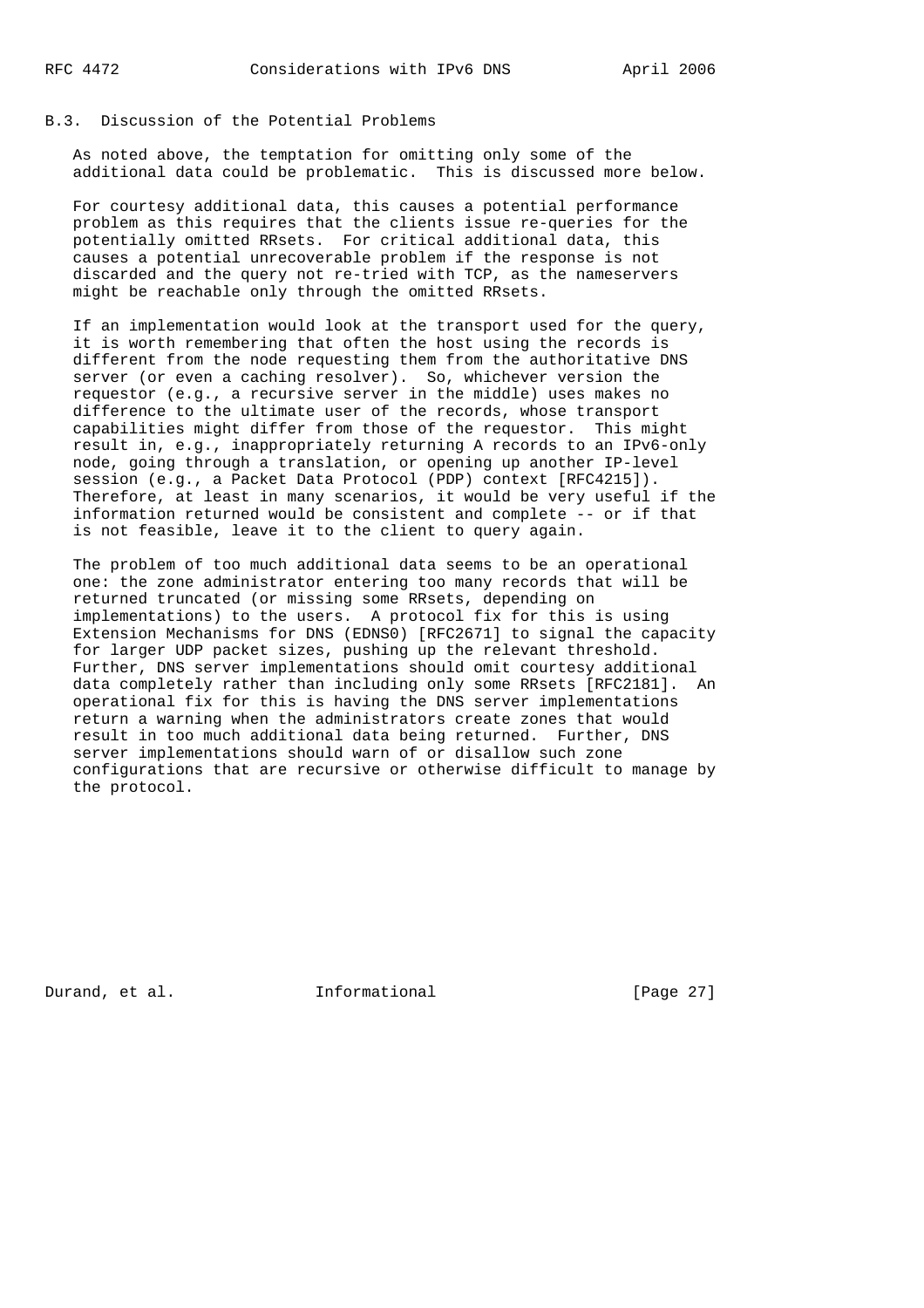### B.3. Discussion of the Potential Problems

As noted above, the temptation for omitting only some of the additional data could be problematic. This is discussed more below.

For courtesy additional data, this causes a potential performance problem as this requires that the clients issue re-queries for the potentially omitted RRsets. For critical additional data, this causes a potential unrecoverable problem if the response is not discarded and the query not re-tried with TCP, as the nameservers might be reachable only through the omitted RRsets.

If an implementation would look at the transport used for the query, it is worth remembering that often the host using the records is different from the node requesting them from the authoritative DNS server (or even a caching resolver). So, whichever version the requestor (e.g., a recursive server in the middle) uses makes no difference to the ultimate user of the records, whose transport capabilities might differ from those of the requestor. This might result in, e.g., inappropriately returning A records to an IPv6-only node, going through a translation, or opening up another IP-level session (e.g., a Packet Data Protocol (PDP) context [RFC4215]). Therefore, at least in many scenarios, it would be very useful if the information returned would be consistent and complete -- or if that is not feasible, leave it to the client to query again.

The problem of too much additional data seems to be an operational one: the zone administrator entering too many records that will be returned truncated (or missing some RRsets, depending on implementations) to the users. A protocol fix for this is using Extension Mechanisms for DNS (EDNS0) [RFC2671] to signal the capacity for larger UDP packet sizes, pushing up the relevant threshold. Further, DNS server implementations should omit courtesy additional data completely rather than including only some RRsets [RFC2181]. An operational fix for this is having the DNS server implementations return a warning when the administrators create zones that would result in too much additional data being returned. Further, DNS server implementations should warn of or disallow such zone configurations that are recursive or otherwise difficult to manage by the protocol.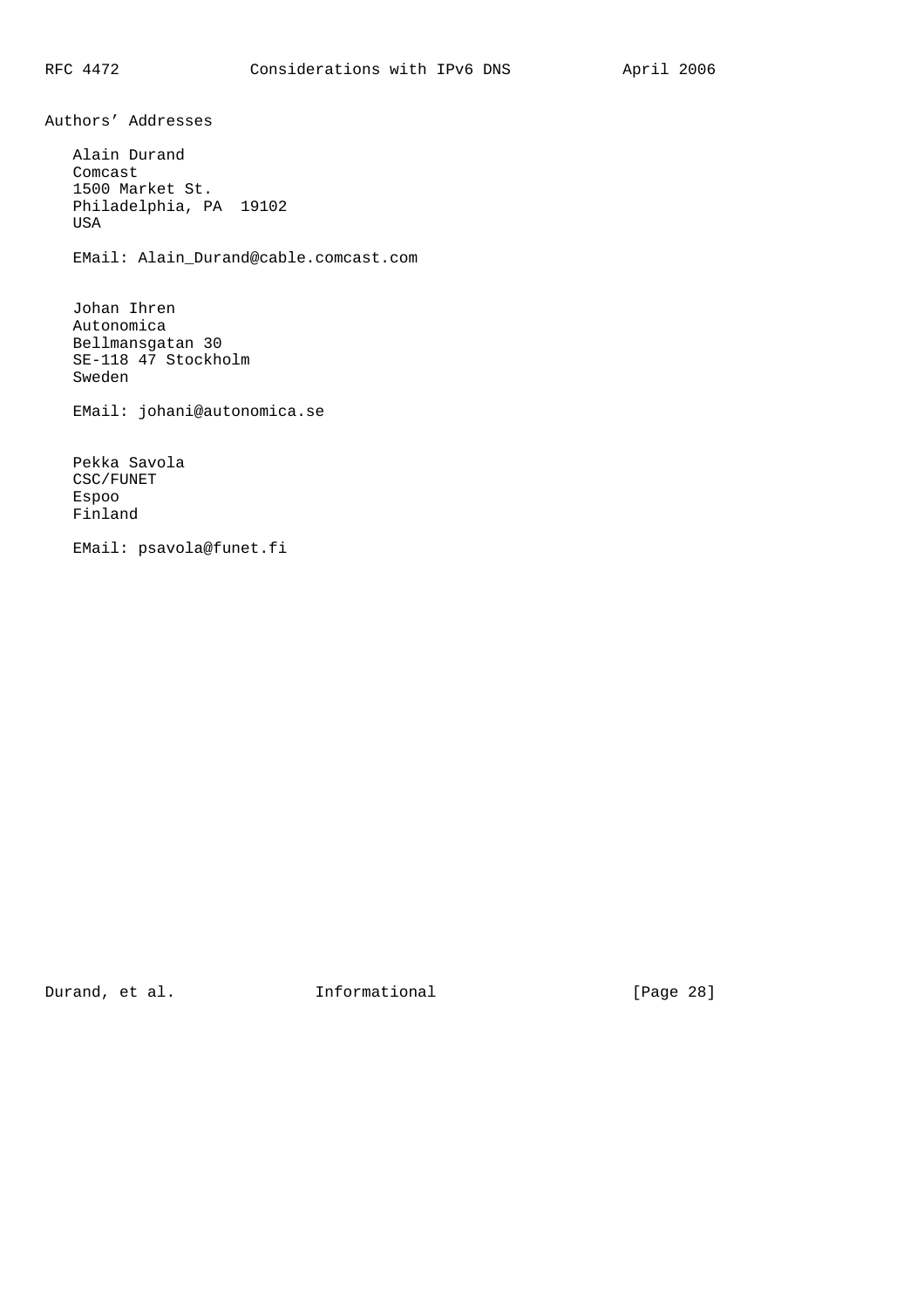## Authors' Addresses

Alain Durand
Comcast
1500 Market St.
Philadelphia, PA  19102
USA

EMail: Alain_Durand@cable.comcast.com

Johan Ihren
Autonomica
Bellmansgatan 30
SE-118 47 Stockholm
Sweden

EMail: johani@autonomica.se

Pekka Savola
CSC/FUNET
Espoo
Finland

EMail: psavola@funet.fi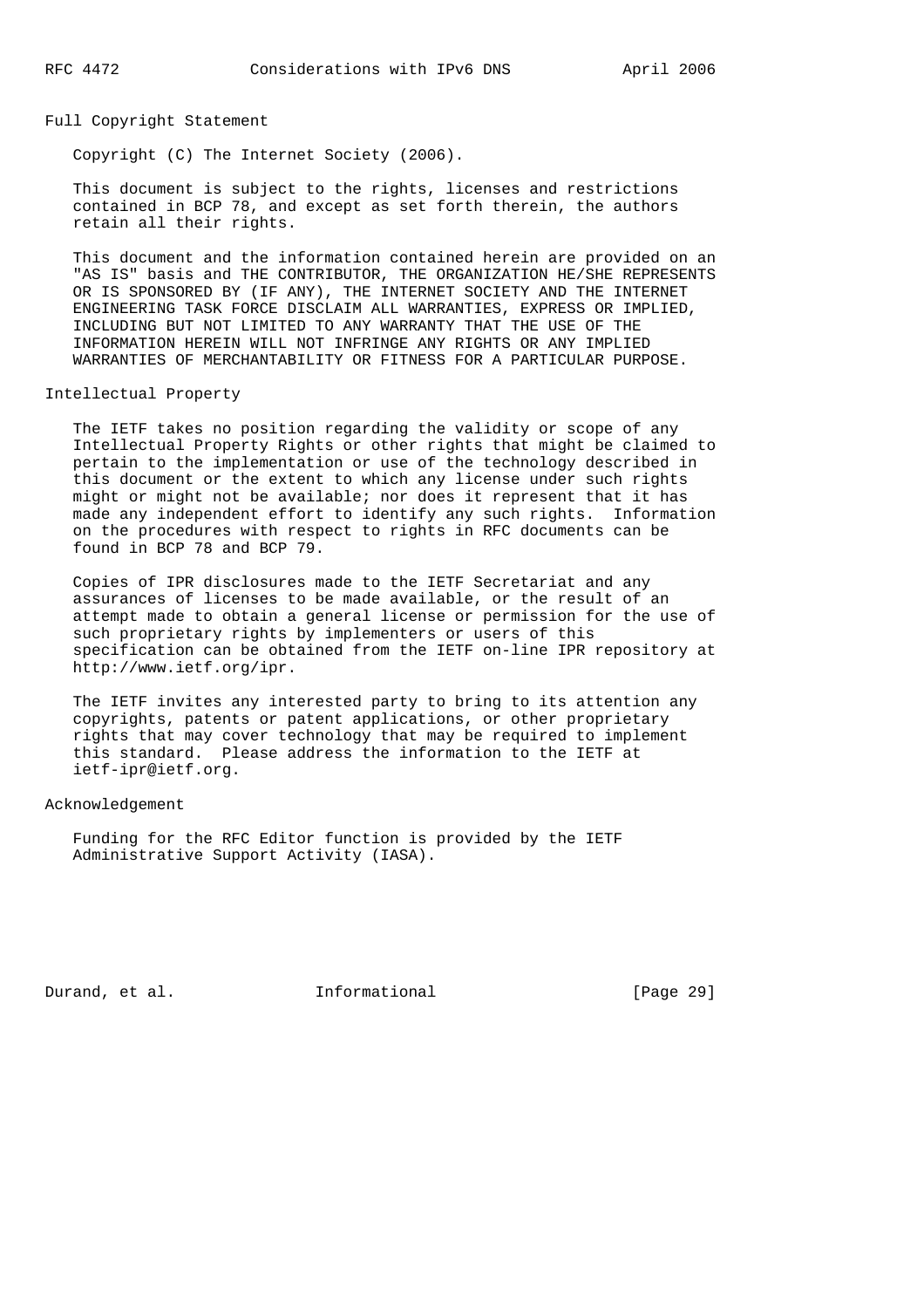## Full Copyright Statement

Copyright (C) The Internet Society (2006).

This document is subject to the rights, licenses and restrictions contained in BCP 78, and except as set forth therein, the authors retain all their rights.

This document and the information contained herein are provided on an "AS IS" basis and THE CONTRIBUTOR, THE ORGANIZATION HE/SHE REPRESENTS OR IS SPONSORED BY (IF ANY), THE INTERNET SOCIETY AND THE INTERNET ENGINEERING TASK FORCE DISCLAIM ALL WARRANTIES, EXPRESS OR IMPLIED, INCLUDING BUT NOT LIMITED TO ANY WARRANTY THAT THE USE OF THE INFORMATION HEREIN WILL NOT INFRINGE ANY RIGHTS OR ANY IMPLIED WARRANTIES OF MERCHANTABILITY OR FITNESS FOR A PARTICULAR PURPOSE.

## Intellectual Property

The IETF takes no position regarding the validity or scope of any Intellectual Property Rights or other rights that might be claimed to pertain to the implementation or use of the technology described in this document or the extent to which any license under such rights might or might not be available; nor does it represent that it has made any independent effort to identify any such rights. Information on the procedures with respect to rights in RFC documents can be found in BCP 78 and BCP 79.

Copies of IPR disclosures made to the IETF Secretariat and any assurances of licenses to be made available, or the result of an attempt made to obtain a general license or permission for the use of such proprietary rights by implementers or users of this specification can be obtained from the IETF on-line IPR repository at http://www.ietf.org/ipr.

The IETF invites any interested party to bring to its attention any copyrights, patents or patent applications, or other proprietary rights that may cover technology that may be required to implement this standard. Please address the information to the IETF at ietf-ipr@ietf.org.

## Acknowledgement

Funding for the RFC Editor function is provided by the IETF Administrative Support Activity (IASA).